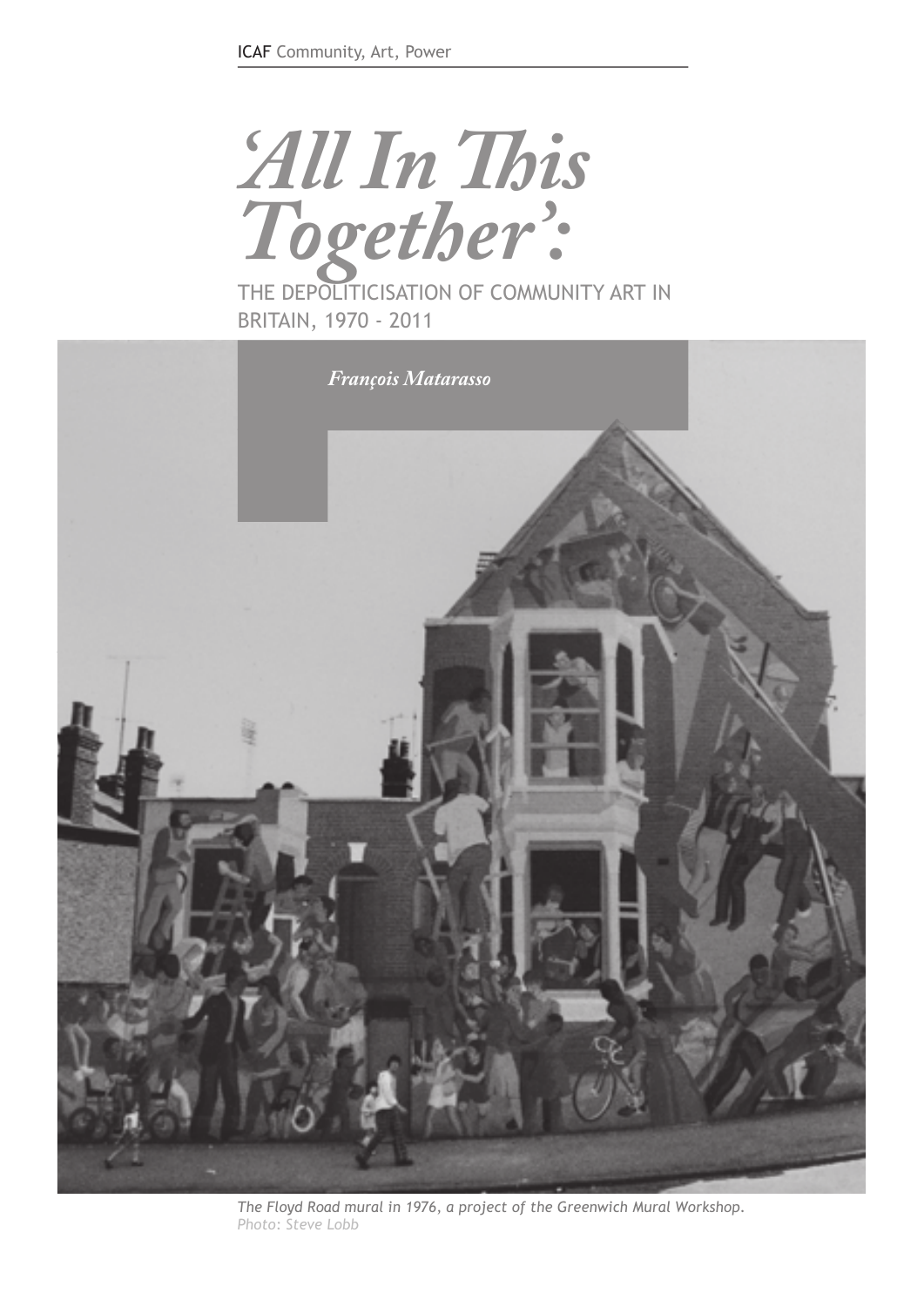# *'All In This Together':*

## THE DEPOLITICISATION OF COMMUNITY ART IN BRITAIN, 1970 - 2011

***François Matarasso***

*The Floyd Road mural in 1976, a project of the Greenwich Mural Workshop.*
*Photo: Steve Lobb*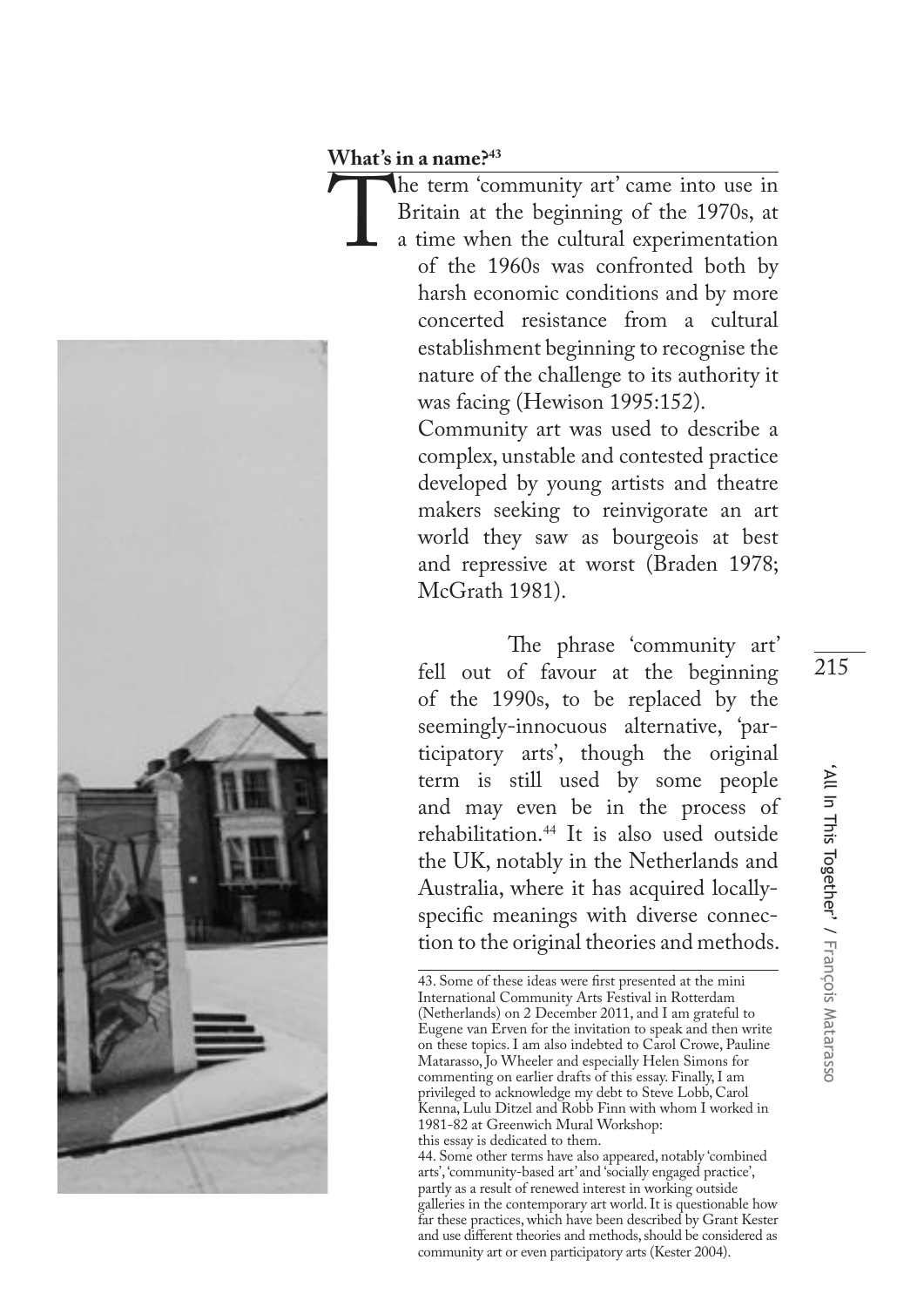## What's in a name?[43]

The term 'community art' came into use in Britain at the beginning of the 1970s, at a time when the cultural experimentation of the 1960s was confronted both by harsh economic conditions and by more concerted resistance from a cultural establishment beginning to recognise the nature of the challenge to its authority it was facing (Hewison 1995:152).

Community art was used to describe a complex, unstable and contested practice developed by young artists and theatre makers seeking to reinvigorate an art world they saw as bourgeois at best and repressive at worst (Braden 1978; McGrath 1981).

The phrase 'community art' fell out of favour at the beginning of the 1990s, to be replaced by the seemingly-innocuous alternative, 'participatory arts', though the original term is still used by some people and may even be in the process of rehabilitation.[44] It is also used outside the UK, notably in the Netherlands and Australia, where it has acquired locally-specific meanings with diverse connection to the original theories and methods.

43. Some of these ideas were first presented at the mini International Community Arts Festival in Rotterdam (Netherlands) on 2 December 2011, and I am grateful to Eugene van Erven for the invitation to speak and then write on these topics. I am also indebted to Carol Crowe, Pauline Matarasso, Jo Wheeler and especially Helen Simons for commenting on earlier drafts of this essay. Finally, I am privileged to acknowledge my debt to Steve Lobb, Carol Kenna, Lulu Ditzel and Robb Finn with whom I worked in 1981-82 at Greenwich Mural Workshop: this essay is dedicated to them.

44. Some other terms have also appeared, notably 'combined arts', 'community-based art' and 'socially engaged practice', partly as a result of renewed interest in working outside galleries in the contemporary art world. It is questionable how far these practices, which have been described by Grant Kester and use different theories and methods, should be considered as community art or even participatory arts (Kester 2004).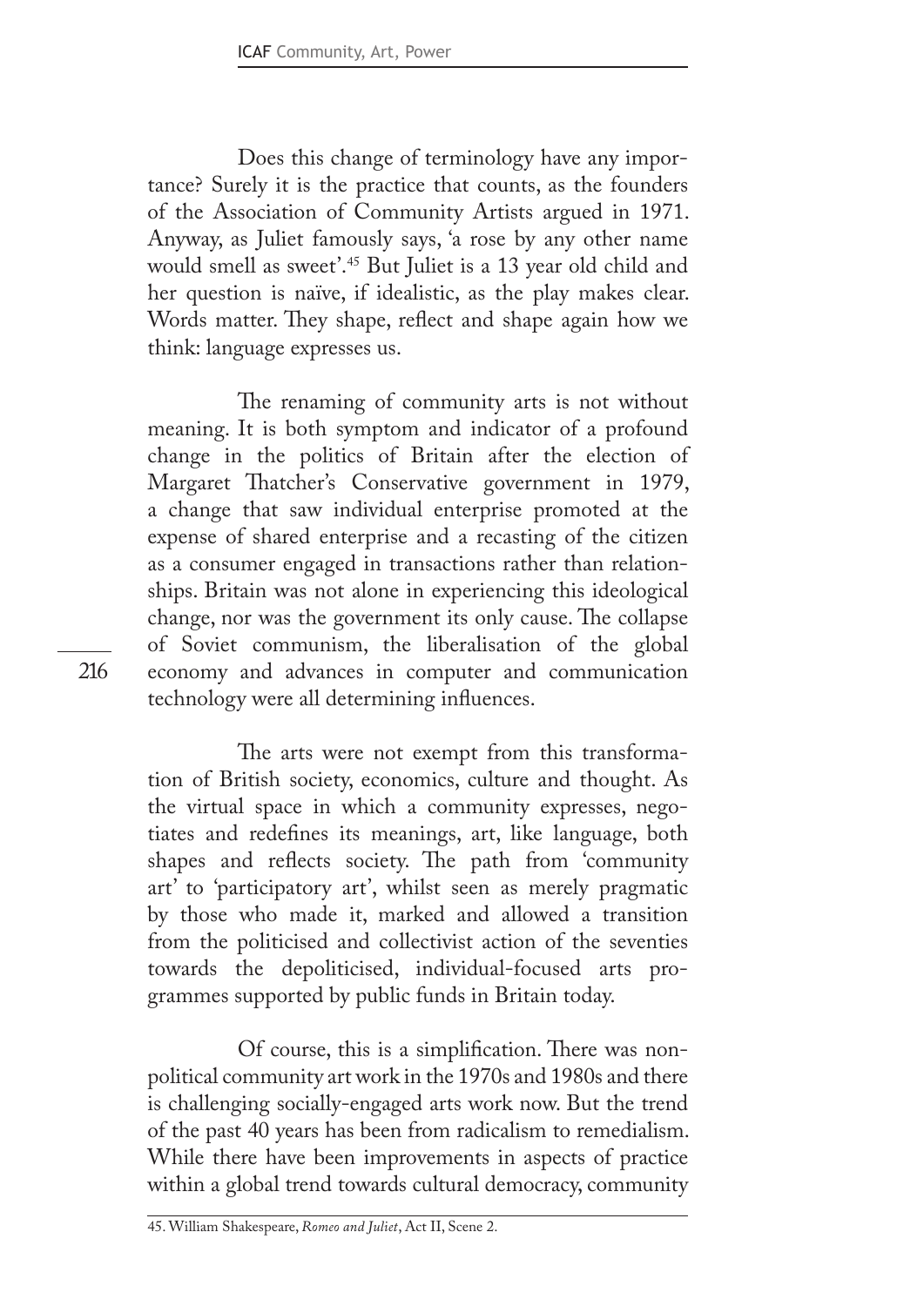Does this change of terminology have any importance? Surely it is the practice that counts, as the founders of the Association of Community Artists argued in 1971. Anyway, as Juliet famously says, 'a rose by any other name would smell as sweet'.[45] But Juliet is a 13 year old child and her question is naïve, if idealistic, as the play makes clear. Words matter. They shape, reflect and shape again how we think: language expresses us.

The renaming of community arts is not without meaning. It is both symptom and indicator of a profound change in the politics of Britain after the election of Margaret Thatcher's Conservative government in 1979, a change that saw individual enterprise promoted at the expense of shared enterprise and a recasting of the citizen as a consumer engaged in transactions rather than relationships. Britain was not alone in experiencing this ideological change, nor was the government its only cause. The collapse of Soviet communism, the liberalisation of the global economy and advances in computer and communication technology were all determining influences.

The arts were not exempt from this transformation of British society, economics, culture and thought. As the virtual space in which a community expresses, negotiates and redefines its meanings, art, like language, both shapes and reflects society. The path from 'community art' to 'participatory art', whilst seen as merely pragmatic by those who made it, marked and allowed a transition from the politicised and collectivist action of the seventies towards the depoliticised, individual-focused arts programmes supported by public funds in Britain today.

Of course, this is a simplification. There was non-political community art work in the 1970s and 1980s and there is challenging socially-engaged arts work now. But the trend of the past 40 years has been from radicalism to remedialism. While there have been improvements in aspects of practice within a global trend towards cultural democracy, community

45. William Shakespeare, *Romeo and Juliet*, Act II, Scene 2.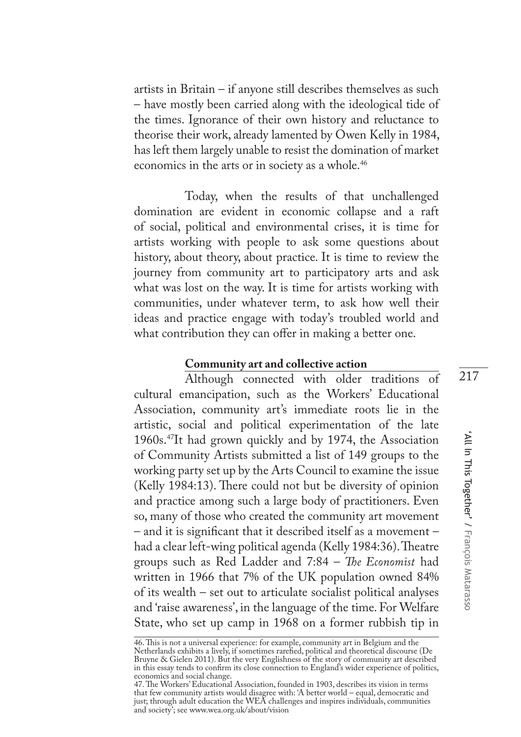artists in Britain – if anyone still describes themselves as such – have mostly been carried along with the ideological tide of the times. Ignorance of their own history and reluctance to theorise their work, already lamented by Owen Kelly in 1984, has left them largely unable to resist the domination of market economics in the arts or in society as a whole.[46]

Today, when the results of that unchallenged domination are evident in economic collapse and a raft of social, political and environmental crises, it is time for artists working with people to ask some questions about history, about theory, about practice. It is time to review the journey from community art to participatory arts and ask what was lost on the way. It is time for artists working with communities, under whatever term, to ask how well their ideas and practice engage with today's troubled world and what contribution they can offer in making a better one.

### Community art and collective action

Although connected with older traditions of cultural emancipation, such as the Workers' Educational Association, community art's immediate roots lie in the artistic, social and political experimentation of the late 1960s.[47]It had grown quickly and by 1974, the Association of Community Artists submitted a list of 149 groups to the working party set up by the Arts Council to examine the issue (Kelly 1984:13). There could not but be diversity of opinion and practice among such a large body of practitioners. Even so, many of those who created the community art movement – and it is significant that it described itself as a movement – had a clear left-wing political agenda (Kelly 1984:36). Theatre groups such as Red Ladder and 7:84 – *The Economist* had written in 1966 that 7% of the UK population owned 84% of its wealth – set out to articulate socialist political analyses and 'raise awareness', in the language of the time. For Welfare State, who set up camp in 1968 on a former rubbish tip in

46. This is not a universal experience: for example, community art in Belgium and the Netherlands exhibits a lively, if sometimes rarefied, political and theoretical discourse (De Bruyne & Gielen 2011). But the very Englishness of the story of community art described in this essay tends to confirm its close connection to England's wider experience of politics, economics and social change.

47. The Workers' Educational Association, founded in 1903, describes its vision in terms that few community artists would disagree with: 'A better world – equal, democratic and just; through adult education the WEA challenges and inspires individuals, communities and society'; see www.wea.org.uk/about/vision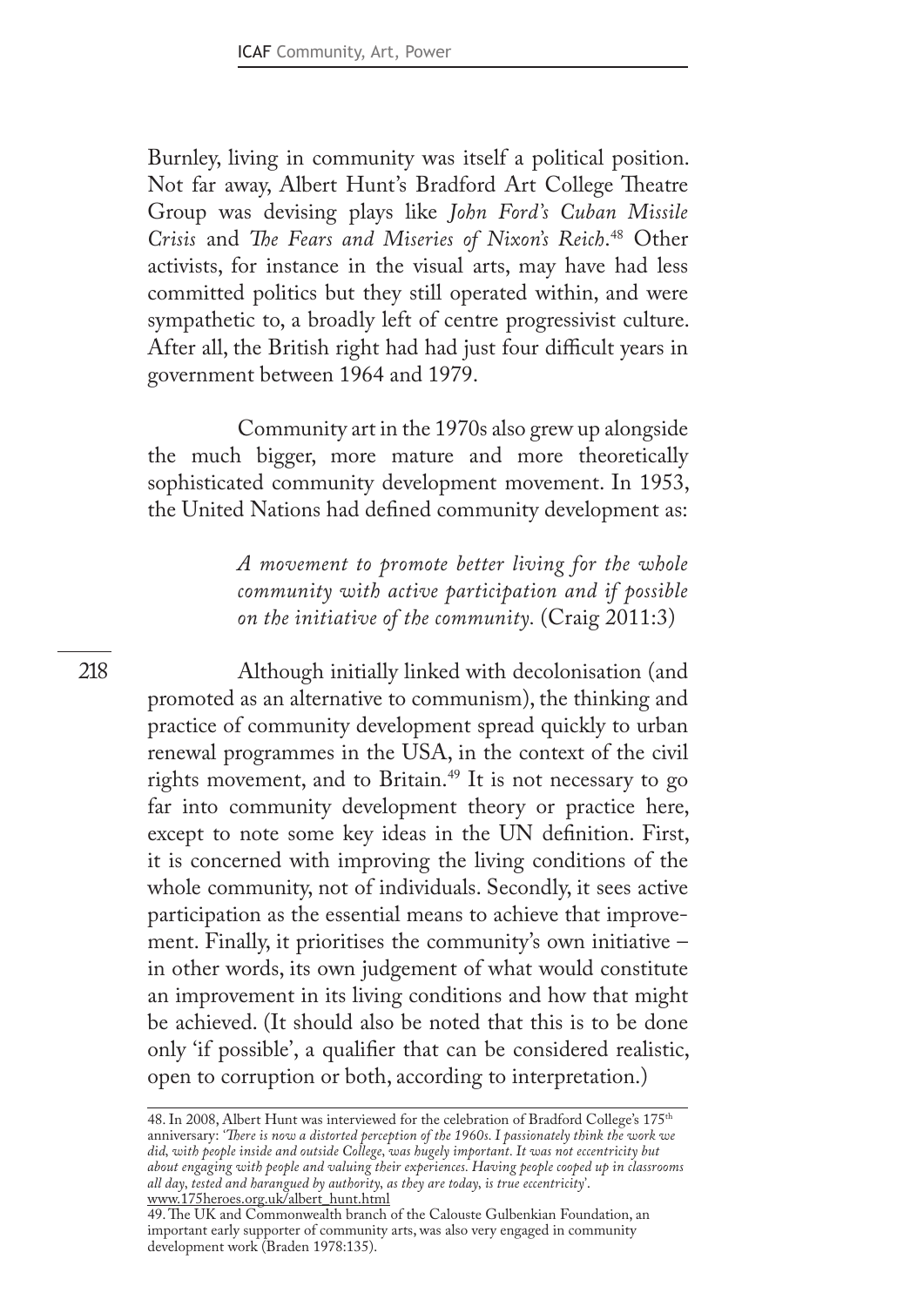Burnley, living in community was itself a political position. Not far away, Albert Hunt's Bradford Art College Theatre Group was devising plays like *John Ford's Cuban Missile Crisis* and *The Fears and Miseries of Nixon's Reich*.[48] Other activists, for instance in the visual arts, may have had less committed politics but they still operated within, and were sympathetic to, a broadly left of centre progressivist culture. After all, the British right had had just four difficult years in government between 1964 and 1979.

Community art in the 1970s also grew up alongside the much bigger, more mature and more theoretically sophisticated community development movement. In 1953, the United Nations had defined community development as:

> *A movement to promote better living for the whole community with active participation and if possible on the initiative of the community.* (Craig 2011:3)

Although initially linked with decolonisation (and promoted as an alternative to communism), the thinking and practice of community development spread quickly to urban renewal programmes in the USA, in the context of the civil rights movement, and to Britain.[49] It is not necessary to go far into community development theory or practice here, except to note some key ideas in the UN definition. First, it is concerned with improving the living conditions of the whole community, not of individuals. Secondly, it sees active participation as the essential means to achieve that improvement. Finally, it prioritises the community's own initiative – in other words, its own judgement of what would constitute an improvement in its living conditions and how that might be achieved. (It should also be noted that this is to be done only 'if possible', a qualifier that can be considered realistic, open to corruption or both, according to interpretation.)

---

48. In 2008, Albert Hunt was interviewed for the celebration of Bradford College's 175th anniversary: '*There is now a distorted perception of the 1960s. I passionately think the work we did, with people inside and outside College, was hugely important. It was not eccentricity but about engaging with people and valuing their experiences. Having people cooped up in classrooms all day, tested and harangued by authority, as they are today, is true eccentricity*'. www.175heroes.org.uk/albert_hunt.html

49. The UK and Commonwealth branch of the Calouste Gulbenkian Foundation, an important early supporter of community arts, was also very engaged in community development work (Braden 1978:135).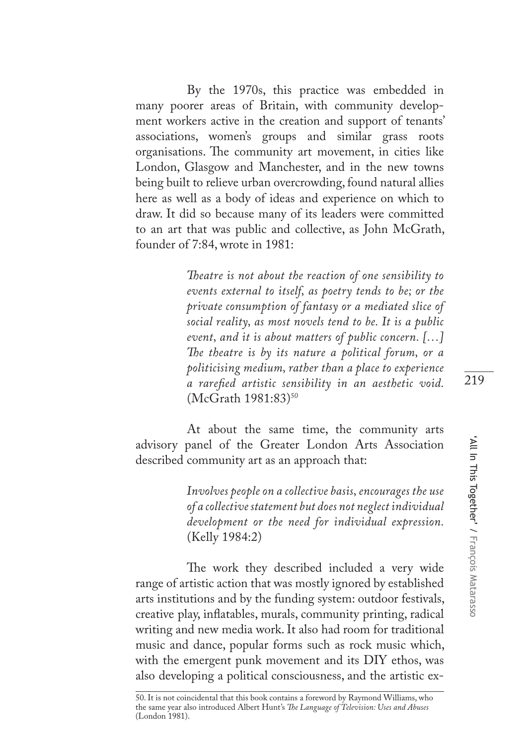By the 1970s, this practice was embedded in many poorer areas of Britain, with community development workers active in the creation and support of tenants' associations, women's groups and similar grass roots organisations. The community art movement, in cities like London, Glasgow and Manchester, and in the new towns being built to relieve urban overcrowding, found natural allies here as well as a body of ideas and experience on which to draw. It did so because many of its leaders were committed to an art that was public and collective, as John McGrath, founder of 7:84, wrote in 1981:

> *Theatre is not about the reaction of one sensibility to events external to itself, as poetry tends to be; or the private consumption of fantasy or a mediated slice of social reality, as most novels tend to be. It is a public event, and it is about matters of public concern. […] The theatre is by its nature a political forum, or a politicising medium, rather than a place to experience a rarefied artistic sensibility in an aesthetic void.* (McGrath 1981:83)[50]

At about the same time, the community arts advisory panel of the Greater London Arts Association described community art as an approach that:

> *Involves people on a collective basis, encourages the use of a collective statement but does not neglect individual development or the need for individual expression.* (Kelly 1984:2)

The work they described included a very wide range of artistic action that was mostly ignored by established arts institutions and by the funding system: outdoor festivals, creative play, inflatables, murals, community printing, radical writing and new media work. It also had room for traditional music and dance, popular forms such as rock music which, with the emergent punk movement and its DIY ethos, was also developing a political consciousness, and the artistic ex-

50. It is not coincidental that this book contains a foreword by Raymond Williams, who the same year also introduced Albert Hunt's *The Language of Television: Uses and Abuses* (London 1981).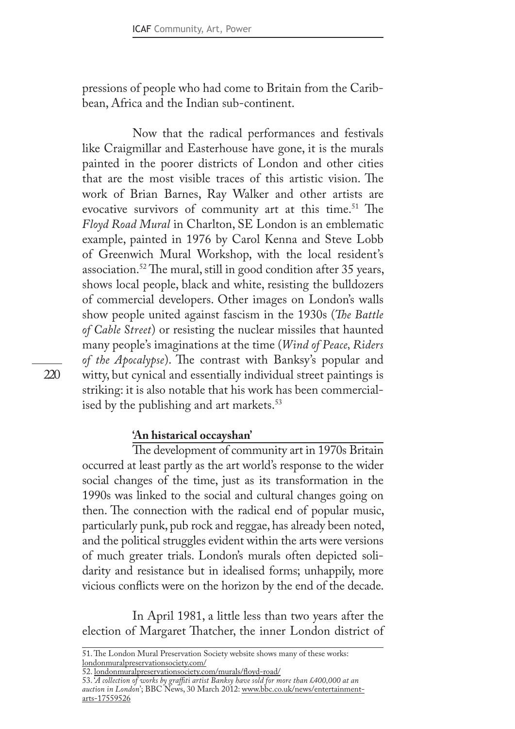pressions of people who had come to Britain from the Caribbean, Africa and the Indian sub-continent.

Now that the radical performances and festivals like Craigmillar and Easterhouse have gone, it is the murals painted in the poorer districts of London and other cities that are the most visible traces of this artistic vision. The work of Brian Barnes, Ray Walker and other artists are evocative survivors of community art at this time.[51] The *Floyd Road Mural* in Charlton, SE London is an emblematic example, painted in 1976 by Carol Kenna and Steve Lobb of Greenwich Mural Workshop, with the local resident's association.[52] The mural, still in good condition after 35 years, shows local people, black and white, resisting the bulldozers of commercial developers. Other images on London's walls show people united against fascism in the 1930s (*The Battle of Cable Street*) or resisting the nuclear missiles that haunted many people's imaginations at the time (*Wind of Peace, Riders of the Apocalypse*). The contrast with Banksy's popular and witty, but cynical and essentially individual street paintings is striking: it is also notable that his work has been commercialised by the publishing and art markets.[53]

### 'An historical occayshan'

The development of community art in 1970s Britain occurred at least partly as the art world's response to the wider social changes of the time, just as its transformation in the 1990s was linked to the social and cultural changes going on then. The connection with the radical end of popular music, particularly punk, pub rock and reggae, has already been noted, and the political struggles evident within the arts were versions of much greater trials. London's murals often depicted solidarity and resistance but in idealised forms; unhappily, more vicious conflicts were on the horizon by the end of the decade.

In April 1981, a little less than two years after the election of Margaret Thatcher, the inner London district of

---

51. The London Mural Preservation Society website shows many of these works: londonmuralpreservationsociety.com/

52. londonmuralpreservationsociety.com/murals/floyd-road/

53. '*A collection of works by graffiti artist Banksy have sold for more than £400,000 at an auction in London*'; BBC News, 30 March 2012: www.bbc.co.uk/news/entertainment-arts-17559526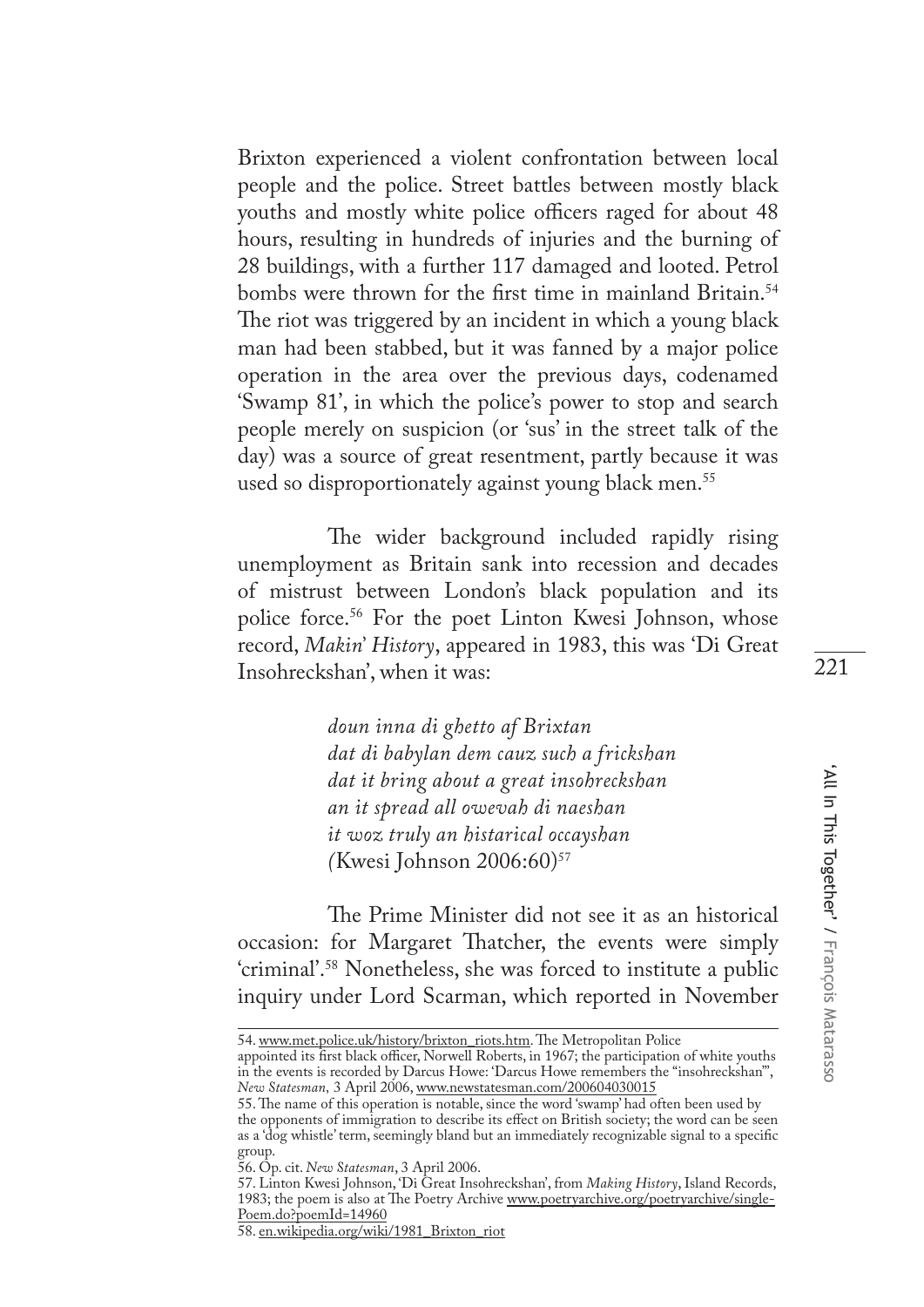Brixton experienced a violent confrontation between local people and the police. Street battles between mostly black youths and mostly white police officers raged for about 48 hours, resulting in hundreds of injuries and the burning of 28 buildings, with a further 117 damaged and looted. Petrol bombs were thrown for the first time in mainland Britain.[54] The riot was triggered by an incident in which a young black man had been stabbed, but it was fanned by a major police operation in the area over the previous days, codenamed 'Swamp 81', in which the police's power to stop and search people merely on suspicion (or 'sus' in the street talk of the day) was a source of great resentment, partly because it was used so disproportionately against young black men.[55]

The wider background included rapidly rising unemployment as Britain sank into recession and decades of mistrust between London's black population and its police force.[56] For the poet Linton Kwesi Johnson, whose record, *Makin' History*, appeared in 1983, this was 'Di Great Insohreckshan', when it was:

> *doun inna di ghetto af Brixtan*
> *dat di babylan dem cauz such a frickshan*
> *dat it bring about a great insohreckshan*
> *an it spread all owevah di naeshan*
> *it woz truly an histarical occayshan*
> (Kwesi Johnson 2006:60)[57]

The Prime Minister did not see it as an historical occasion: for Margaret Thatcher, the events were simply 'criminal'.[58] Nonetheless, she was forced to institute a public inquiry under Lord Scarman, which reported in November

---

54. www.met.police.uk/history/brixton_riots.htm. The Metropolitan Police appointed its first black officer, Norwell Roberts, in 1967; the participation of white youths in the events is recorded by Darcus Howe: 'Darcus Howe remembers the "insohreckshan"', *New Statesman*, 3 April 2006, www.newstatesman.com/200604030015

55. The name of this operation is notable, since the word 'swamp' had often been used by the opponents of immigration to describe its effect on British society; the word can be seen as a 'dog whistle' term, seemingly bland but an immediately recognizable signal to a specific group.

56. Op. cit. *New Statesman*, 3 April 2006.

57. Linton Kwesi Johnson, 'Di Great Insohreckshan', from *Making History*, Island Records, 1983; the poem is also at The Poetry Archive www.poetryarchive.org/poetryarchive/singlePoem.do?poemId=14960

58. en.wikipedia.org/wiki/1981_Brixton_riot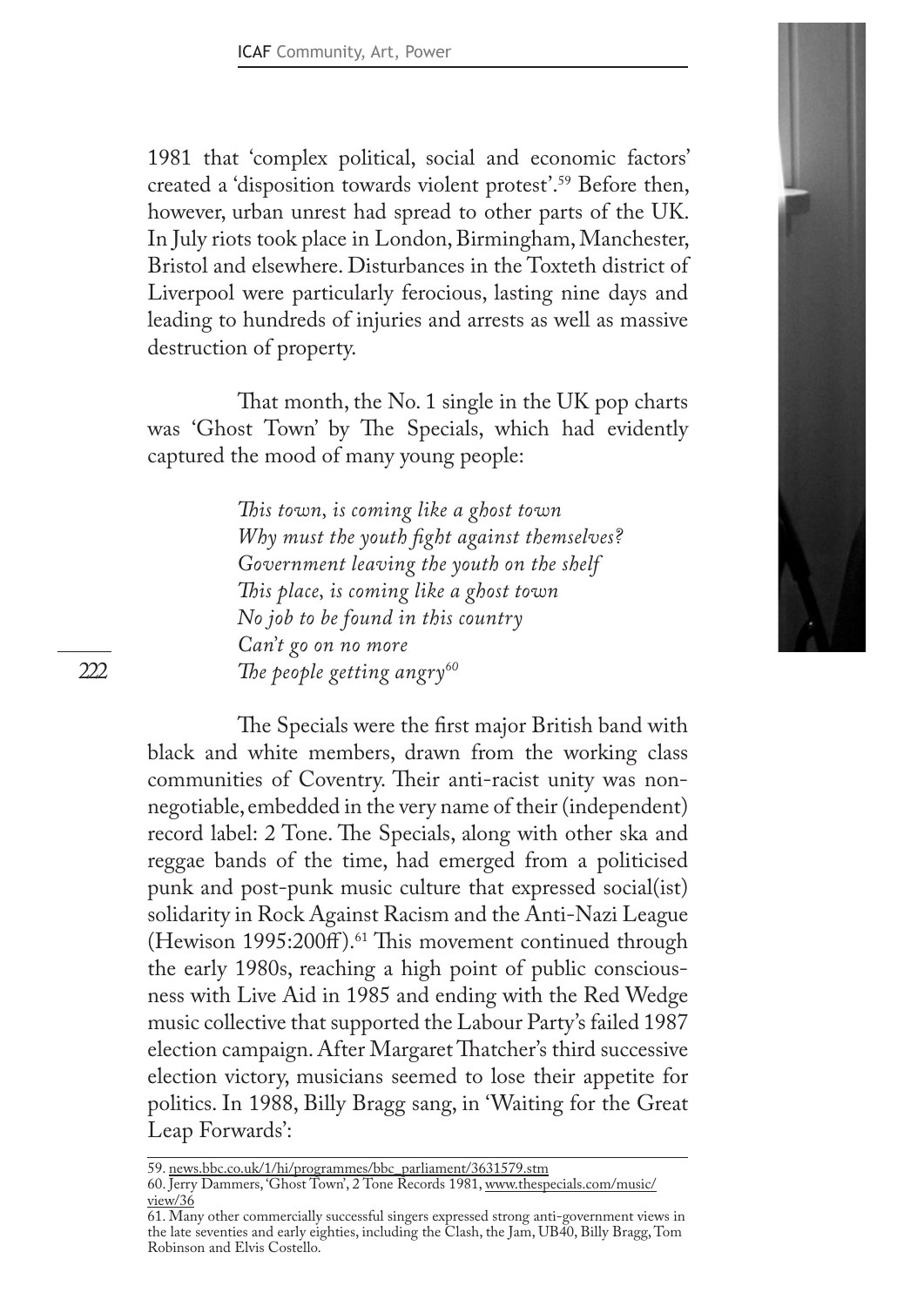1981 that 'complex political, social and economic factors' created a 'disposition towards violent protest'.[59] Before then, however, urban unrest had spread to other parts of the UK. In July riots took place in London, Birmingham, Manchester, Bristol and elsewhere. Disturbances in the Toxteth district of Liverpool were particularly ferocious, lasting nine days and leading to hundreds of injuries and arrests as well as massive destruction of property.

That month, the No. 1 single in the UK pop charts was 'Ghost Town' by The Specials, which had evidently captured the mood of many young people:

> *This town, is coming like a ghost town*
> *Why must the youth fight against themselves?*
> *Government leaving the youth on the shelf*
> *This place, is coming like a ghost town*
> *No job to be found in this country*
> *Can't go on no more*
> *The people getting angry*[60]

The Specials were the first major British band with black and white members, drawn from the working class communities of Coventry. Their anti-racist unity was non-negotiable, embedded in the very name of their (independent) record label: 2 Tone. The Specials, along with other ska and reggae bands of the time, had emerged from a politicised punk and post-punk music culture that expressed social(ist) solidarity in Rock Against Racism and the Anti-Nazi League (Hewison 1995:200ff).[61] This movement continued through the early 1980s, reaching a high point of public consciousness with Live Aid in 1985 and ending with the Red Wedge music collective that supported the Labour Party's failed 1987 election campaign. After Margaret Thatcher's third successive election victory, musicians seemed to lose their appetite for politics. In 1988, Billy Bragg sang, in 'Waiting for the Great Leap Forwards':

59. news.bbc.co.uk/1/hi/programmes/bbc_parliament/3631579.stm

60. Jerry Dammers, 'Ghost Town', 2 Tone Records 1981, www.thespecials.com/music/view/36

61. Many other commercially successful singers expressed strong anti-government views in the late seventies and early eighties, including the Clash, the Jam, UB40, Billy Bragg, Tom Robinson and Elvis Costello.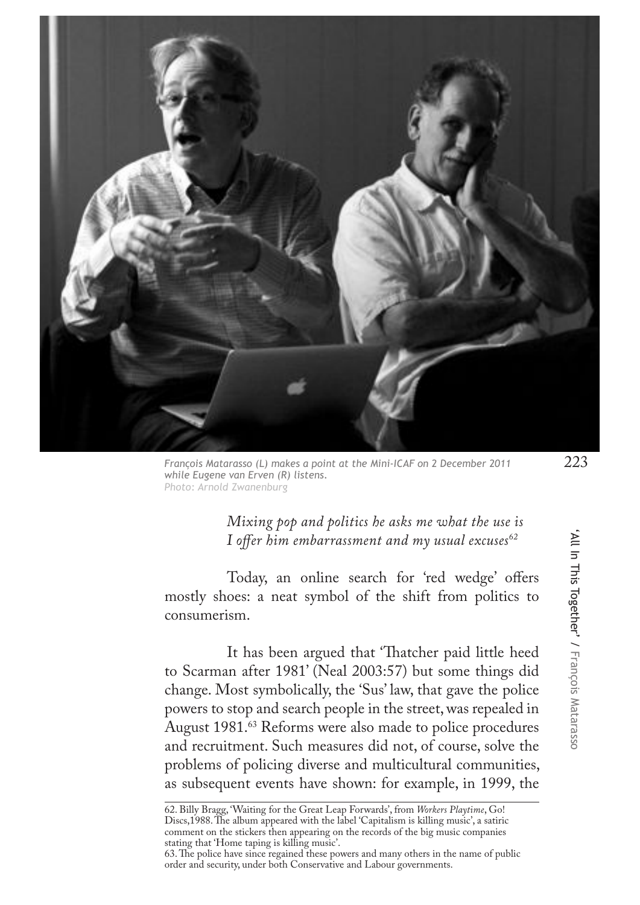*François Matarasso (L) makes a point at the Mini-ICAF on 2 December 2011 while Eugene van Erven (R) listens.*
*Photo: Arnold Zwanenburg*

> *Mixing pop and politics he asks me what the use is*
> *I offer him embarrassment and my usual excuses*[62]

Today, an online search for 'red wedge' offers mostly shoes: a neat symbol of the shift from politics to consumerism.

It has been argued that 'Thatcher paid little heed to Scarman after 1981' (Neal 2003:57) but some things did change. Most symbolically, the 'Sus' law, that gave the police powers to stop and search people in the street, was repealed in August 1981.[63] Reforms were also made to police procedures and recruitment. Such measures did not, of course, solve the problems of policing diverse and multicultural communities, as subsequent events have shown: for example, in 1999, the

---

62. Billy Bragg, 'Waiting for the Great Leap Forwards', from *Workers Playtime*, Go! Discs,1988. The album appeared with the label 'Capitalism is killing music', a satiric comment on the stickers then appearing on the records of the big music companies stating that 'Home taping is killing music'.

63. The police have since regained these powers and many others in the name of public order and security, under both Conservative and Labour governments.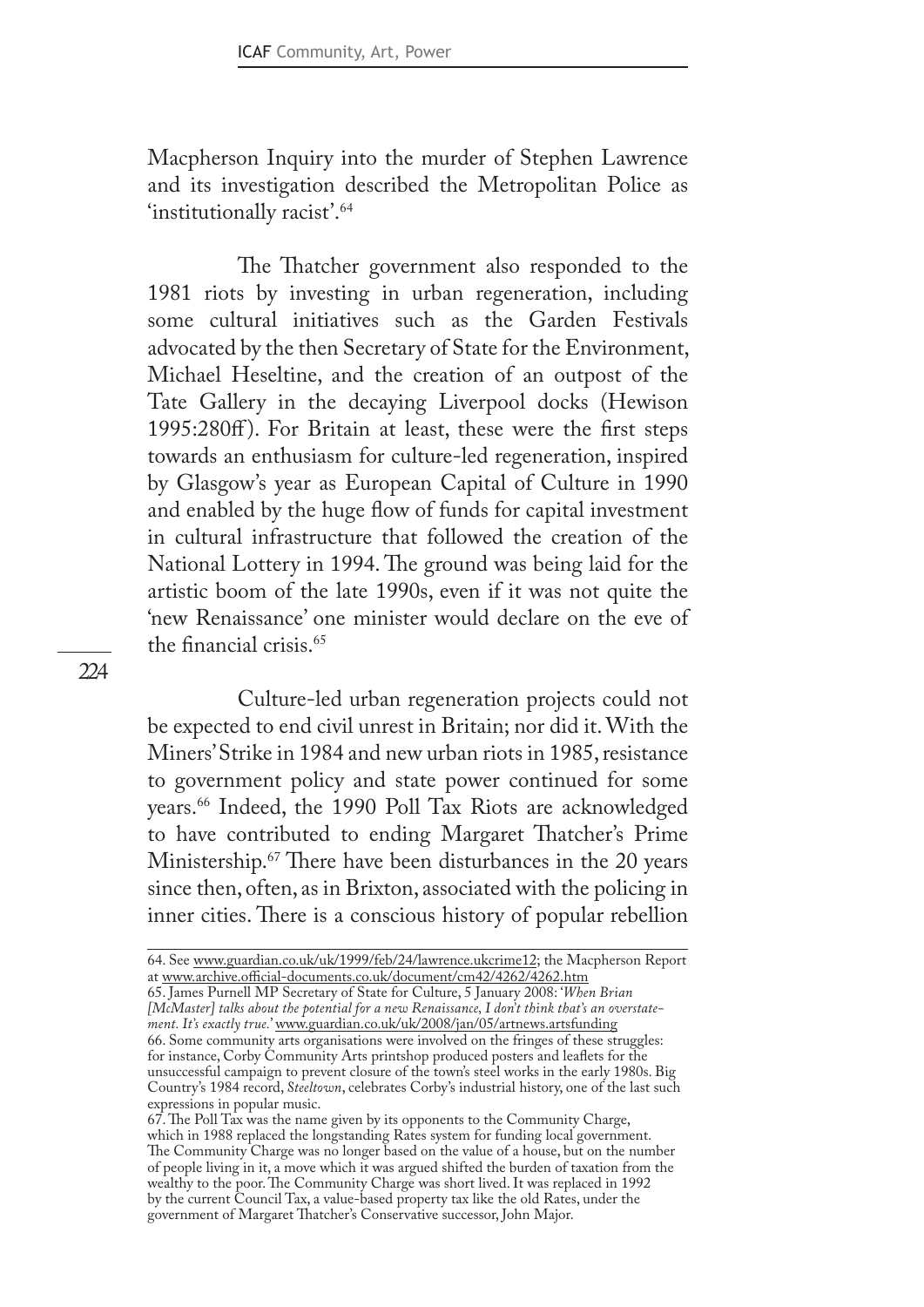Macpherson Inquiry into the murder of Stephen Lawrence and its investigation described the Metropolitan Police as 'institutionally racist'.[64]

The Thatcher government also responded to the 1981 riots by investing in urban regeneration, including some cultural initiatives such as the Garden Festivals advocated by the then Secretary of State for the Environment, Michael Heseltine, and the creation of an outpost of the Tate Gallery in the decaying Liverpool docks (Hewison 1995:280ff). For Britain at least, these were the first steps towards an enthusiasm for culture-led regeneration, inspired by Glasgow's year as European Capital of Culture in 1990 and enabled by the huge flow of funds for capital investment in cultural infrastructure that followed the creation of the National Lottery in 1994. The ground was being laid for the artistic boom of the late 1990s, even if it was not quite the 'new Renaissance' one minister would declare on the eve of the financial crisis.[65]

Culture-led urban regeneration projects could not be expected to end civil unrest in Britain; nor did it. With the Miners' Strike in 1984 and new urban riots in 1985, resistance to government policy and state power continued for some years.[66] Indeed, the 1990 Poll Tax Riots are acknowledged to have contributed to ending Margaret Thatcher's Prime Ministership.[67] There have been disturbances in the 20 years since then, often, as in Brixton, associated with the policing in inner cities. There is a conscious history of popular rebellion

---

64. See www.guardian.co.uk/uk/1999/feb/24/lawrence.ukcrime12; the Macpherson Report at www.archive.official-documents.co.uk/document/cm42/4262/4262.htm

65. James Purnell MP Secretary of State for Culture, 5 January 2008: '*When Brian [McMaster] talks about the potential for a new Renaissance, I don't think that's an overstatement. It's exactly true.*' www.guardian.co.uk/uk/2008/jan/05/artnews.artsfunding

66. Some community arts organisations were involved on the fringes of these struggles: for instance, Corby Community Arts printshop produced posters and leaflets for the unsuccessful campaign to prevent closure of the town's steel works in the early 1980s. Big Country's 1984 record, *Steeltown*, celebrates Corby's industrial history, one of the last such expressions in popular music.

67. The Poll Tax was the name given by its opponents to the Community Charge, which in 1988 replaced the longstanding Rates system for funding local government. The Community Charge was no longer based on the value of a house, but on the number of people living in it, a move which it was argued shifted the burden of taxation from the wealthy to the poor. The Community Charge was short lived. It was replaced in 1992 by the current Council Tax, a value-based property tax like the old Rates, under the government of Margaret Thatcher's Conservative successor, John Major.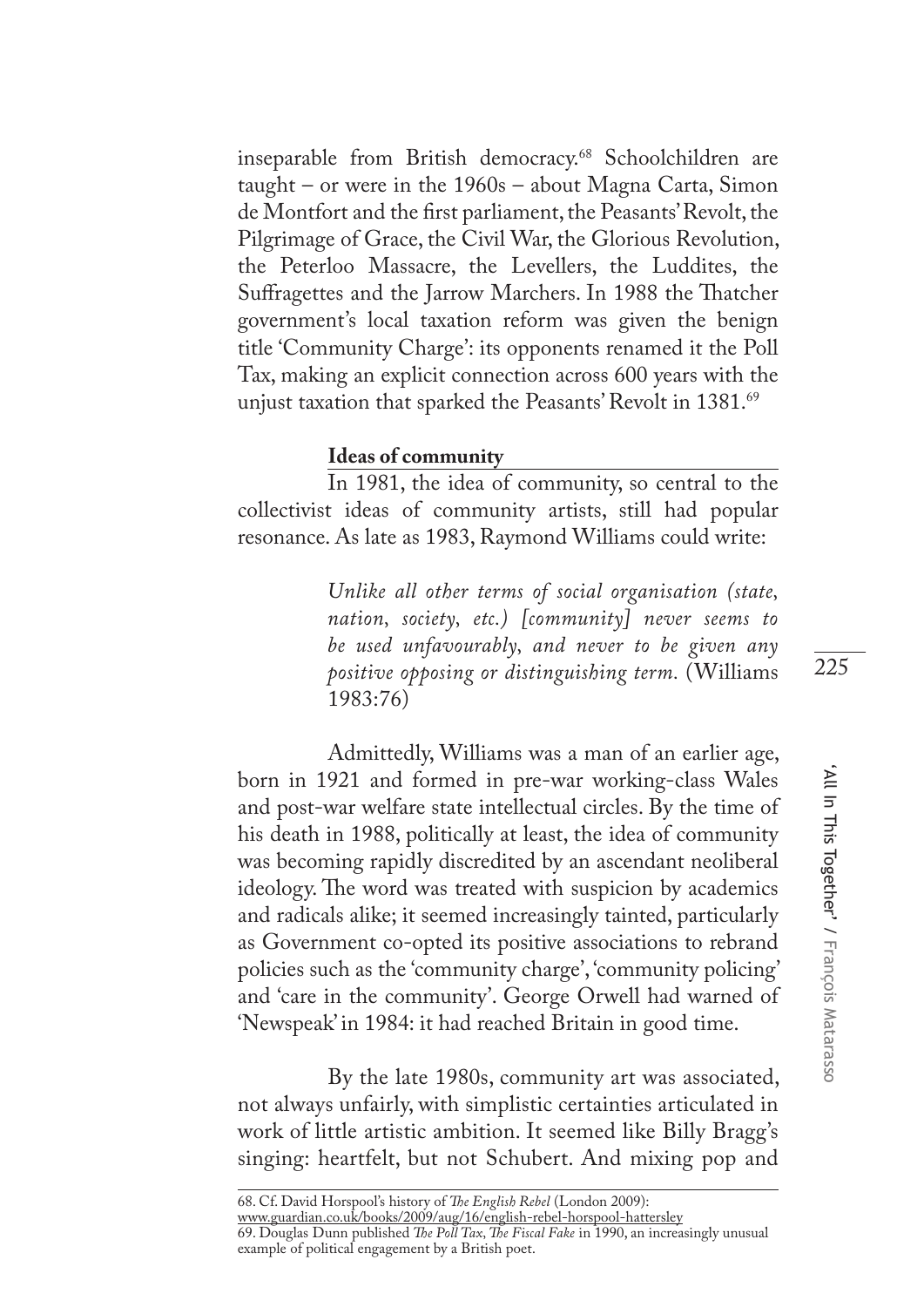inseparable from British democracy.[68] Schoolchildren are taught – or were in the 1960s – about Magna Carta, Simon de Montfort and the first parliament, the Peasants' Revolt, the Pilgrimage of Grace, the Civil War, the Glorious Revolution, the Peterloo Massacre, the Levellers, the Luddites, the Suffragettes and the Jarrow Marchers. In 1988 the Thatcher government's local taxation reform was given the benign title 'Community Charge': its opponents renamed it the Poll Tax, making an explicit connection across 600 years with the unjust taxation that sparked the Peasants' Revolt in 1381.[69]

### Ideas of community

In 1981, the idea of community, so central to the collectivist ideas of community artists, still had popular resonance. As late as 1983, Raymond Williams could write:

> *Unlike all other terms of social organisation (state, nation, society, etc.) [community] never seems to be used unfavourably, and never to be given any positive opposing or distinguishing term.* (Williams 1983:76)

Admittedly, Williams was a man of an earlier age, born in 1921 and formed in pre-war working-class Wales and post-war welfare state intellectual circles. By the time of his death in 1988, politically at least, the idea of community was becoming rapidly discredited by an ascendant neoliberal ideology. The word was treated with suspicion by academics and radicals alike; it seemed increasingly tainted, particularly as Government co-opted its positive associations to rebrand policies such as the 'community charge', 'community policing' and 'care in the community'. George Orwell had warned of 'Newspeak' in 1984: it had reached Britain in good time.

By the late 1980s, community art was associated, not always unfairly, with simplistic certainties articulated in work of little artistic ambition. It seemed like Billy Bragg's singing: heartfelt, but not Schubert. And mixing pop and

---

68. Cf. David Horspool's history of *The English Rebel* (London 2009): www.guardian.co.uk/books/2009/aug/16/english-rebel-horspool-hattersley

69. Douglas Dunn published *The Poll Tax, The Fiscal Fake* in 1990, an increasingly unusual example of political engagement by a British poet.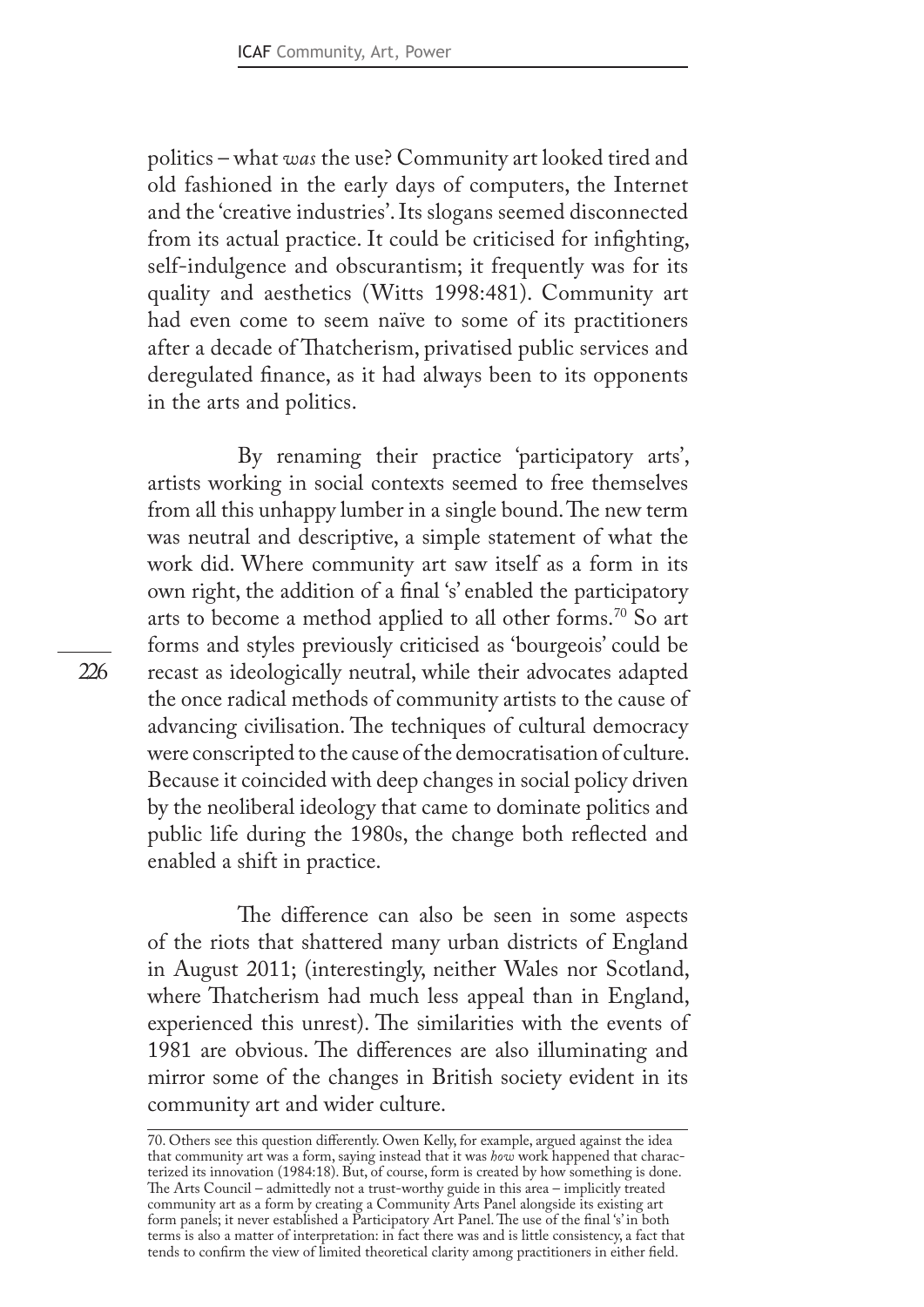politics – what *was* the use? Community art looked tired and old fashioned in the early days of computers, the Internet and the 'creative industries'. Its slogans seemed disconnected from its actual practice. It could be criticised for infighting, self-indulgence and obscurantism; it frequently was for its quality and aesthetics (Witts 1998:481). Community art had even come to seem naïve to some of its practitioners after a decade of Thatcherism, privatised public services and deregulated finance, as it had always been to its opponents in the arts and politics.

By renaming their practice 'participatory arts', artists working in social contexts seemed to free themselves from all this unhappy lumber in a single bound. The new term was neutral and descriptive, a simple statement of what the work did. Where community art saw itself as a form in its own right, the addition of a final 's' enabled the participatory arts to become a method applied to all other forms.[70] So art forms and styles previously criticised as 'bourgeois' could be recast as ideologically neutral, while their advocates adapted the once radical methods of community artists to the cause of advancing civilisation. The techniques of cultural democracy were conscripted to the cause of the democratisation of culture. Because it coincided with deep changes in social policy driven by the neoliberal ideology that came to dominate politics and public life during the 1980s, the change both reflected and enabled a shift in practice.

The difference can also be seen in some aspects of the riots that shattered many urban districts of England in August 2011; (interestingly, neither Wales nor Scotland, where Thatcherism had much less appeal than in England, experienced this unrest). The similarities with the events of 1981 are obvious. The differences are also illuminating and mirror some of the changes in British society evident in its community art and wider culture.

70. Others see this question differently. Owen Kelly, for example, argued against the idea that community art was a form, saying instead that it was *how* work happened that characterized its innovation (1984:18). But, of course, form is created by how something is done. The Arts Council – admittedly not a trust-worthy guide in this area – implicitly treated community art as a form by creating a Community Arts Panel alongside its existing art form panels; it never established a Participatory Art Panel. The use of the final 's' in both terms is also a matter of interpretation: in fact there was and is little consistency, a fact that tends to confirm the view of limited theoretical clarity among practitioners in either field.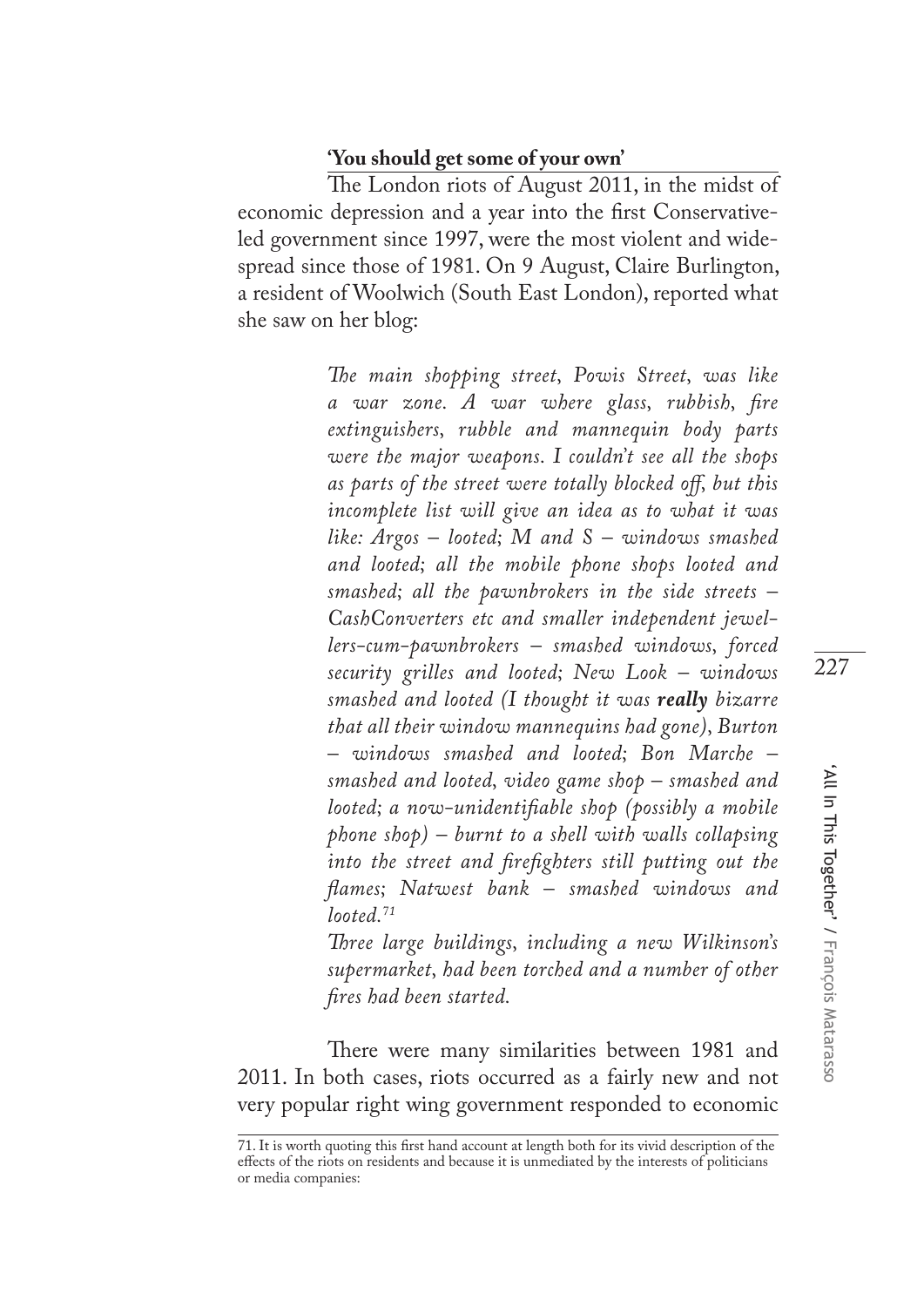**'You should get some of your own'**

The London riots of August 2011, in the midst of economic depression and a year into the first Conservative-led government since 1997, were the most violent and widespread since those of 1981. On 9 August, Claire Burlington, a resident of Woolwich (South East London), reported what she saw on her blog:

> *The main shopping street, Powis Street, was like a war zone. A war where glass, rubbish, fire extinguishers, rubble and mannequin body parts were the major weapons. I couldn't see all the shops as parts of the street were totally blocked off, but this incomplete list will give an idea as to what it was like: Argos – looted; M and S – windows smashed and looted; all the mobile phone shops looted and smashed; all the pawnbrokers in the side streets – CashConverters etc and smaller independent jewellers-cum-pawnbrokers – smashed windows, forced security grilles and looted; New Look – windows smashed and looted (I thought it was* ***really*** *bizarre that all their window mannequins had gone), Burton – windows smashed and looted; Bon Marche – smashed and looted, video game shop – smashed and looted; a now-unidentifiable shop (possibly a mobile phone shop) – burnt to a shell with walls collapsing into the street and firefighters still putting out the flames; Natwest bank – smashed windows and looted.*[71]
>
> *Three large buildings, including a new Wilkinson's supermarket, had been torched and a number of other fires had been started.*

There were many similarities between 1981 and 2011. In both cases, riots occurred as a fairly new and not very popular right wing government responded to economic

71. It is worth quoting this first hand account at length both for its vivid description of the effects of the riots on residents and because it is unmediated by the interests of politicians or media companies: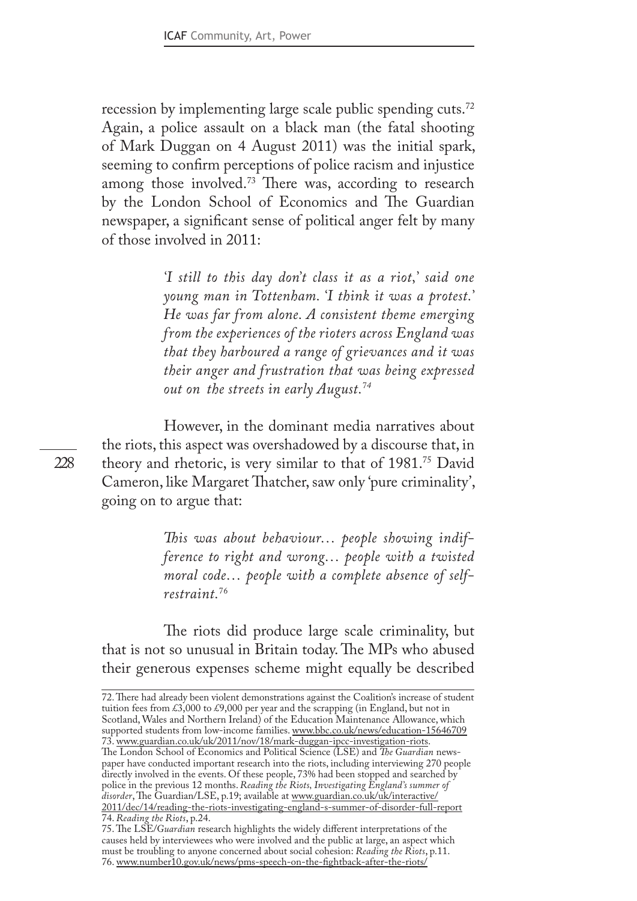recession by implementing large scale public spending cuts.[72] Again, a police assault on a black man (the fatal shooting of Mark Duggan on 4 August 2011) was the initial spark, seeming to confirm perceptions of police racism and injustice among those involved.[73] There was, according to research by the London School of Economics and The Guardian newspaper, a significant sense of political anger felt by many of those involved in 2011:

> *'I still to this day don't class it as a riot,' said one young man in Tottenham. 'I think it was a protest.' He was far from alone. A consistent theme emerging from the experiences of the rioters across England was that they harboured a range of grievances and it was their anger and frustration that was being expressed out on the streets in early August.*[74]

However, in the dominant media narratives about the riots, this aspect was overshadowed by a discourse that, in theory and rhetoric, is very similar to that of 1981.[75] David Cameron, like Margaret Thatcher, saw only 'pure criminality', going on to argue that:

> *This was about behaviour… people showing indifference to right and wrong… people with a twisted moral code… people with a complete absence of self-restraint.*[76]

The riots did produce large scale criminality, but that is not so unusual in Britain today. The MPs who abused their generous expenses scheme might equally be described

---

72. There had already been violent demonstrations against the Coalition's increase of student tuition fees from £3,000 to £9,000 per year and the scrapping (in England, but not in Scotland, Wales and Northern Ireland) of the Education Maintenance Allowance, which supported students from low-income families. www.bbc.co.uk/news/education-15646709

73. www.guardian.co.uk/uk/2011/nov/18/mark-duggan-ipcc-investigation-riots. The London School of Economics and Political Science (LSE) and *The Guardian* newspaper have conducted important research into the riots, including interviewing 270 people directly involved in the events. Of these people, 73% had been stopped and searched by police in the previous 12 months. *Reading the Riots, Investigating England's summer of disorder*, The Guardian/LSE, p.19; available at www.guardian.co.uk/uk/interactive/2011/dec/14/reading-the-riots-investigating-england-s-summer-of-disorder-full-report

74. *Reading the Riots*, p.24.

75. The LSE/*Guardian* research highlights the widely different interpretations of the causes held by interviewees who were involved and the public at large, an aspect which must be troubling to anyone concerned about social cohesion: *Reading the Riots*, p.11.

76. www.number10.gov.uk/news/pms-speech-on-the-fightback-after-the-riots/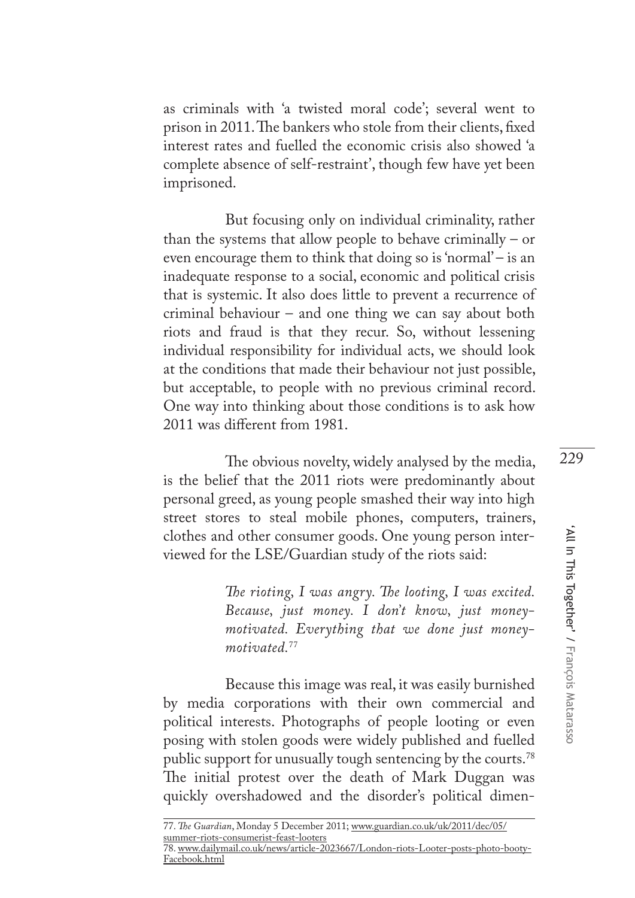as criminals with 'a twisted moral code'; several went to prison in 2011. The bankers who stole from their clients, fixed interest rates and fuelled the economic crisis also showed 'a complete absence of self-restraint', though few have yet been imprisoned.

But focusing only on individual criminality, rather than the systems that allow people to behave criminally – or even encourage them to think that doing so is 'normal' – is an inadequate response to a social, economic and political crisis that is systemic. It also does little to prevent a recurrence of criminal behaviour – and one thing we can say about both riots and fraud is that they recur. So, without lessening individual responsibility for individual acts, we should look at the conditions that made their behaviour not just possible, but acceptable, to people with no previous criminal record. One way into thinking about those conditions is to ask how 2011 was different from 1981.

The obvious novelty, widely analysed by the media, is the belief that the 2011 riots were predominantly about personal greed, as young people smashed their way into high street stores to steal mobile phones, computers, trainers, clothes and other consumer goods. One young person interviewed for the LSE/Guardian study of the riots said:

> *The rioting, I was angry. The looting, I was excited. Because, just money. I don't know, just money-motivated. Everything that we done just money-motivated.*[77]

Because this image was real, it was easily burnished by media corporations with their own commercial and political interests. Photographs of people looting or even posing with stolen goods were widely published and fuelled public support for unusually tough sentencing by the courts.[78] The initial protest over the death of Mark Duggan was quickly overshadowed and the disorder's political dimen-

---

77. *The Guardian*, Monday 5 December 2011; www.guardian.co.uk/uk/2011/dec/05/summer-riots-consumerist-feast-looters

78. www.dailymail.co.uk/news/article-2023667/London-riots-Looter-posts-photo-booty-Facebook.html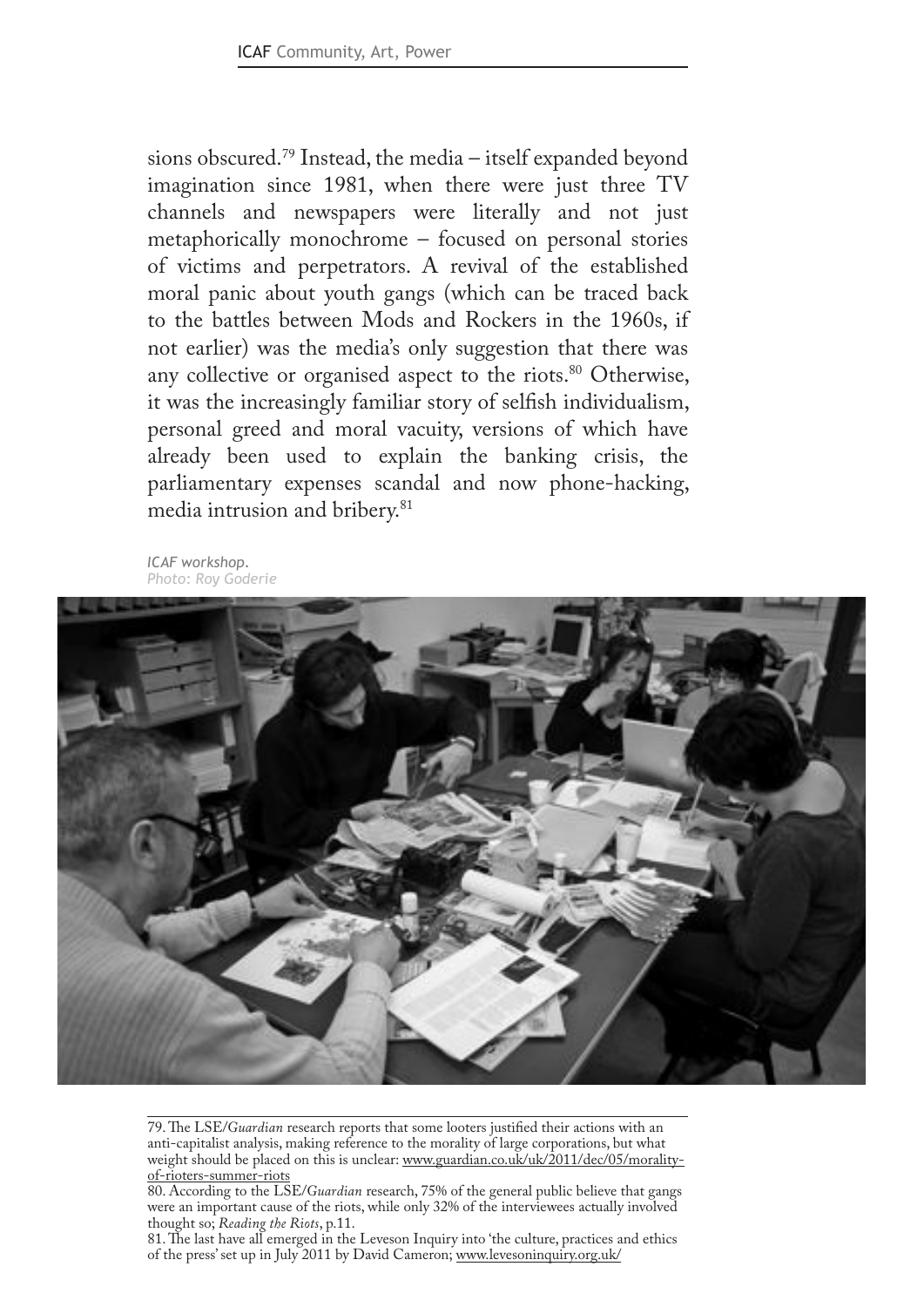sions obscured.[79] Instead, the media – itself expanded beyond imagination since 1981, when there were just three TV channels and newspapers were literally and not just metaphorically monochrome – focused on personal stories of victims and perpetrators. A revival of the established moral panic about youth gangs (which can be traced back to the battles between Mods and Rockers in the 1960s, if not earlier) was the media's only suggestion that there was any collective or organised aspect to the riots.[80] Otherwise, it was the increasingly familiar story of selfish individualism, personal greed and moral vacuity, versions of which have already been used to explain the banking crisis, the parliamentary expenses scandal and now phone-hacking, media intrusion and bribery.[81]

*ICAF workshop.*
*Photo: Roy Goderie*

79. The LSE/*Guardian* research reports that some looters justified their actions with an anti-capitalist analysis, making reference to the morality of large corporations, but what weight should be placed on this is unclear: www.guardian.co.uk/uk/2011/dec/05/morality-of-rioters-summer-riots

80. According to the LSE/*Guardian* research, 75% of the general public believe that gangs were an important cause of the riots, while only 32% of the interviewees actually involved thought so; *Reading the Riots*, p.11.

81. The last have all emerged in the Leveson Inquiry into 'the culture, practices and ethics of the press' set up in July 2011 by David Cameron; www.levesoninquiry.org.uk/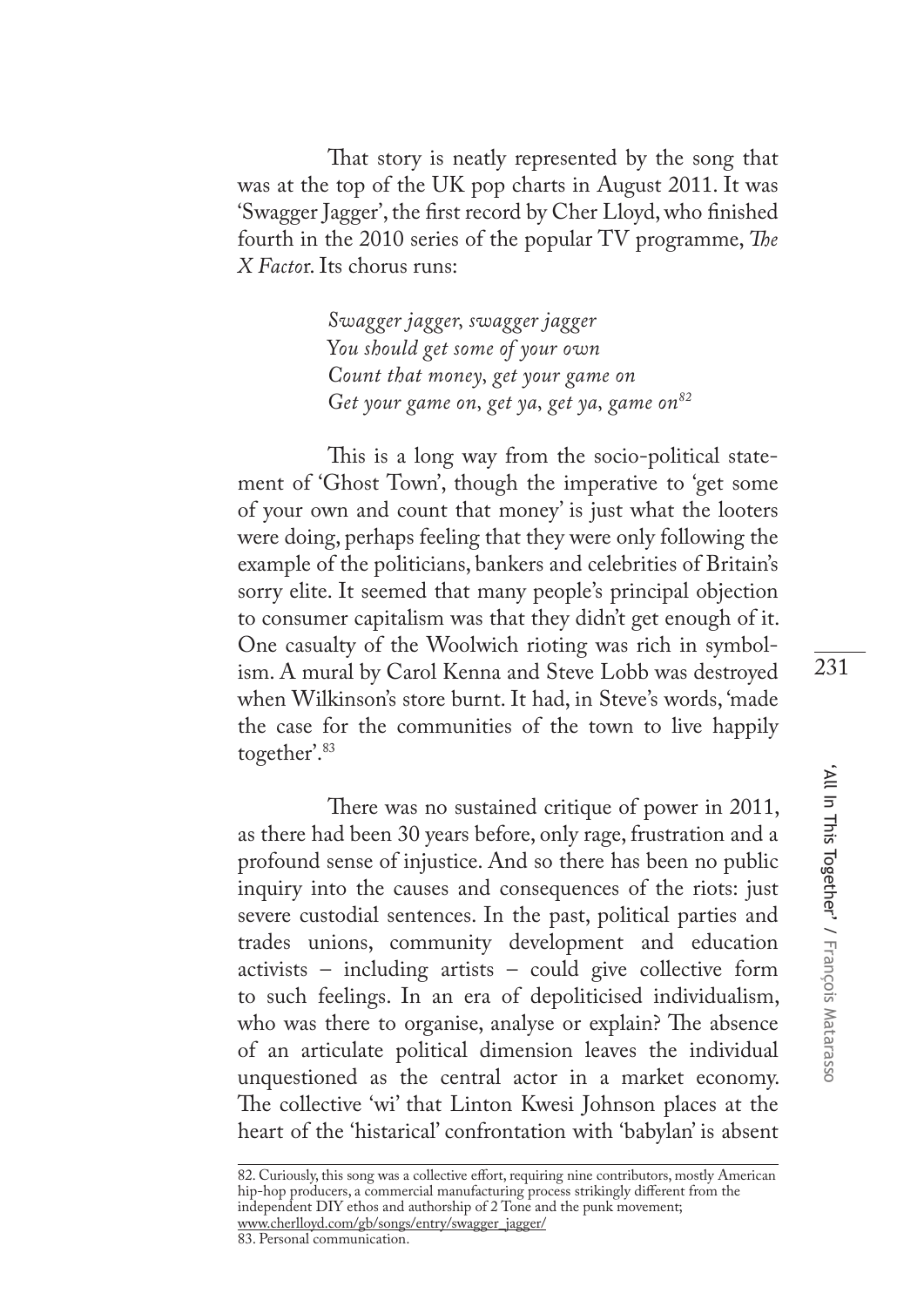That story is neatly represented by the song that was at the top of the UK pop charts in August 2011. It was 'Swagger Jagger', the first record by Cher Lloyd, who finished fourth in the 2010 series of the popular TV programme, *The X Factor*. Its chorus runs:

> *Swagger jagger, swagger jagger*
> *You should get some of your own*
> *Count that money, get your game on*
> *Get your game on, get ya, get ya, game on*[82]

This is a long way from the socio-political statement of 'Ghost Town', though the imperative to 'get some of your own and count that money' is just what the looters were doing, perhaps feeling that they were only following the example of the politicians, bankers and celebrities of Britain's sorry elite. It seemed that many people's principal objection to consumer capitalism was that they didn't get enough of it. One casualty of the Woolwich rioting was rich in symbolism. A mural by Carol Kenna and Steve Lobb was destroyed when Wilkinson's store burnt. It had, in Steve's words, 'made the case for the communities of the town to live happily together'.[83]

There was no sustained critique of power in 2011, as there had been 30 years before, only rage, frustration and a profound sense of injustice. And so there has been no public inquiry into the causes and consequences of the riots: just severe custodial sentences. In the past, political parties and trades unions, community development and education activists – including artists – could give collective form to such feelings. In an era of depoliticised individualism, who was there to organise, analyse or explain? The absence of an articulate political dimension leaves the individual unquestioned as the central actor in a market economy. The collective 'wi' that Linton Kwesi Johnson places at the heart of the 'histarical' confrontation with 'babylan' is absent

---

82. Curiously, this song was a collective effort, requiring nine contributors, mostly American hip-hop producers, a commercial manufacturing process strikingly different from the independent DIY ethos and authorship of 2 Tone and the punk movement; www.cherlloyd.com/gb/songs/entry/swagger_jagger/

83. Personal communication.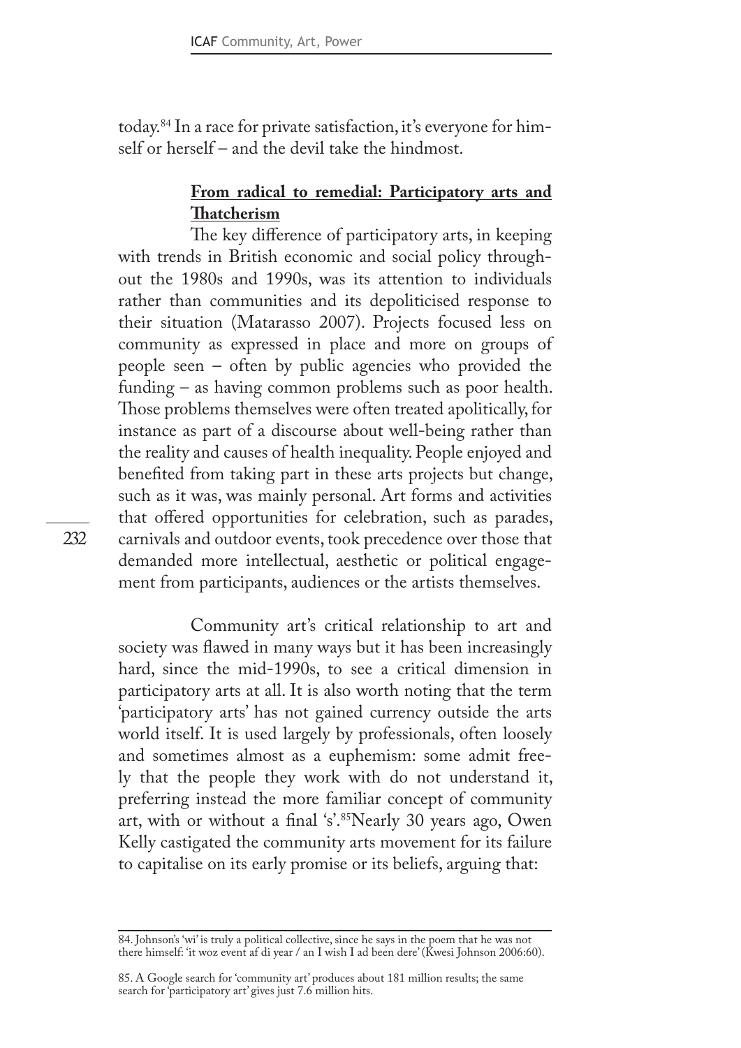today.[84] In a race for private satisfaction, it's everyone for himself or herself – and the devil take the hindmost.

## From radical to remedial: Participatory arts and Thatcherism

The key difference of participatory arts, in keeping with trends in British economic and social policy throughout the 1980s and 1990s, was its attention to individuals rather than communities and its depoliticised response to their situation (Matarasso 2007). Projects focused less on community as expressed in place and more on groups of people seen – often by public agencies who provided the funding – as having common problems such as poor health. Those problems themselves were often treated apolitically, for instance as part of a discourse about well-being rather than the reality and causes of health inequality. People enjoyed and benefited from taking part in these arts projects but change, such as it was, was mainly personal. Art forms and activities that offered opportunities for celebration, such as parades, carnivals and outdoor events, took precedence over those that demanded more intellectual, aesthetic or political engagement from participants, audiences or the artists themselves.

Community art's critical relationship to art and society was flawed in many ways but it has been increasingly hard, since the mid-1990s, to see a critical dimension in participatory arts at all. It is also worth noting that the term 'participatory arts' has not gained currency outside the arts world itself. It is used largely by professionals, often loosely and sometimes almost as a euphemism: some admit freely that the people they work with do not understand it, preferring instead the more familiar concept of community art, with or without a final 's'.[85] Nearly 30 years ago, Owen Kelly castigated the community arts movement for its failure to capitalise on its early promise or its beliefs, arguing that:

---

84. Johnson's 'wi' is truly a political collective, since he says in the poem that he was not there himself: 'it woz event af di year / an I wish I ad been dere' (Kwesi Johnson 2006:60).

85. A Google search for 'community art' produces about 181 million results; the same search for 'participatory art' gives just 7.6 million hits.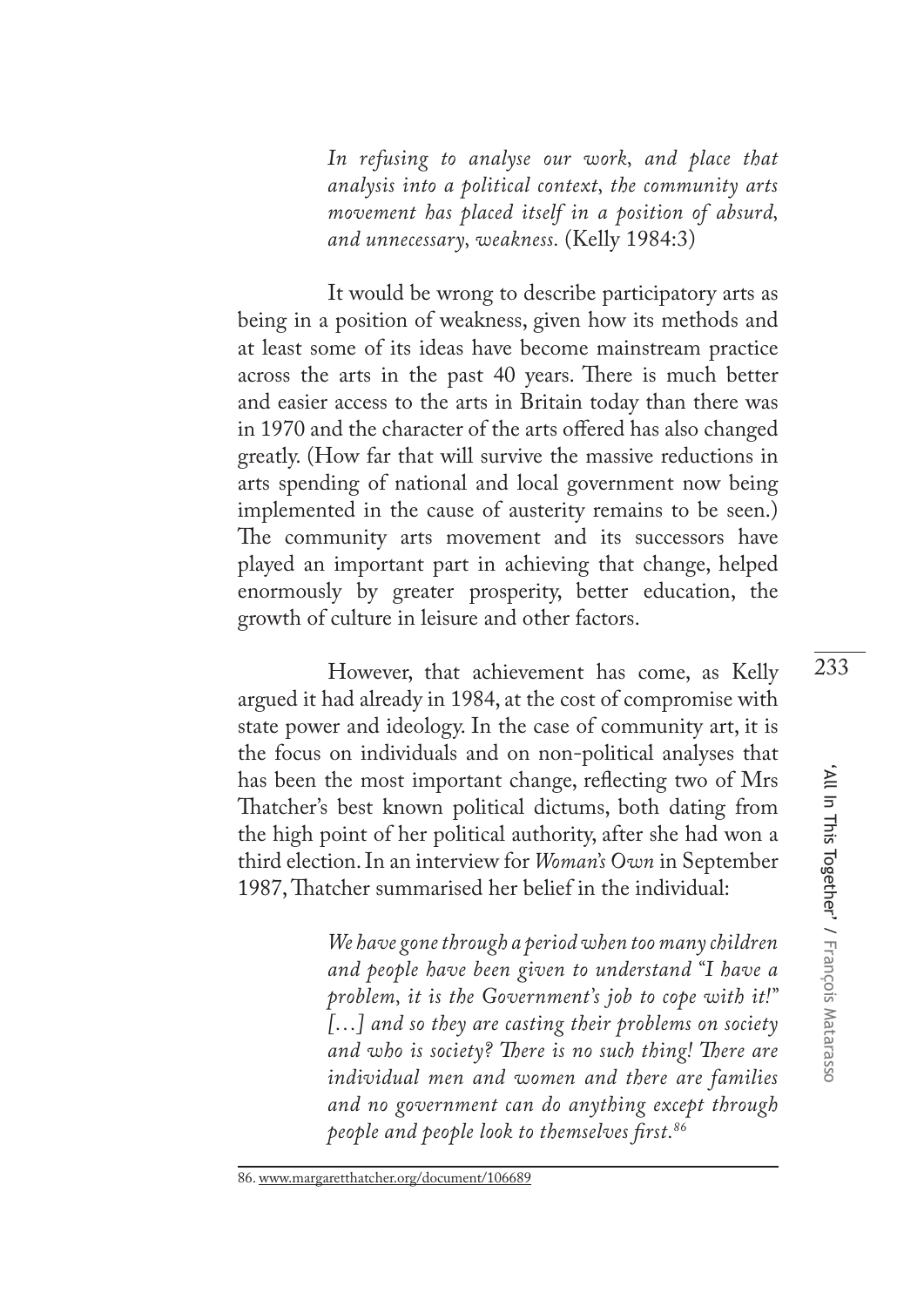> *In refusing to analyse our work, and place that analysis into a political context, the community arts movement has placed itself in a position of absurd, and unnecessary, weakness.* (Kelly 1984:3)

It would be wrong to describe participatory arts as being in a position of weakness, given how its methods and at least some of its ideas have become mainstream practice across the arts in the past 40 years. There is much better and easier access to the arts in Britain today than there was in 1970 and the character of the arts offered has also changed greatly. (How far that will survive the massive reductions in arts spending of national and local government now being implemented in the cause of austerity remains to be seen.) The community arts movement and its successors have played an important part in achieving that change, helped enormously by greater prosperity, better education, the growth of culture in leisure and other factors.

However, that achievement has come, as Kelly argued it had already in 1984, at the cost of compromise with state power and ideology. In the case of community art, it is the focus on individuals and on non-political analyses that has been the most important change, reflecting two of Mrs Thatcher's best known political dictums, both dating from the high point of her political authority, after she had won a third election. In an interview for *Woman's Own* in September 1987, Thatcher summarised her belief in the individual:

> *We have gone through a period when too many children and people have been given to understand "I have a problem, it is the Government's job to cope with it!" […] and so they are casting their problems on society and who is society? There is no such thing! There are individual men and women and there are families and no government can do anything except through people and people look to themselves first.*[86]

86. www.margaretthatcher.org/document/106689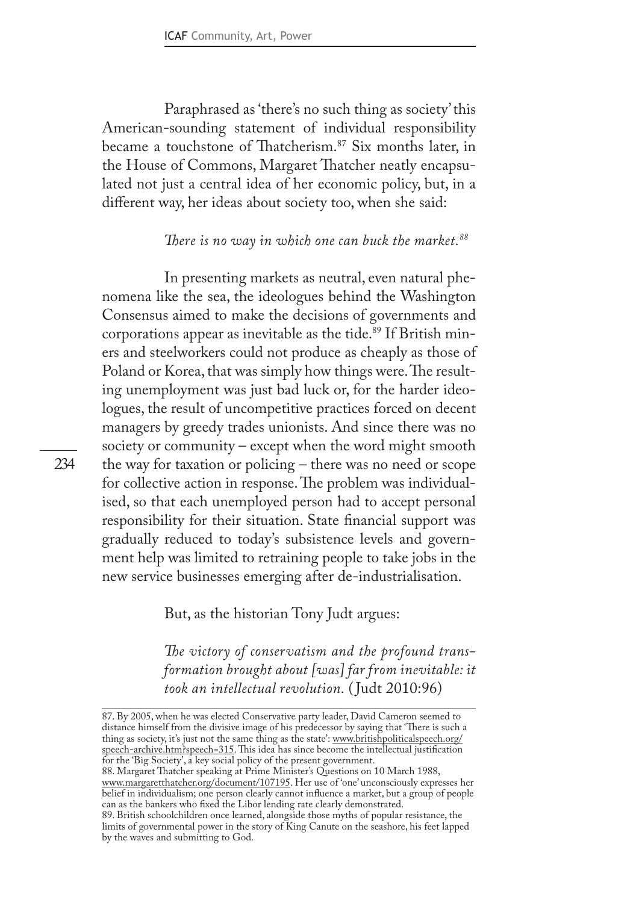Paraphrased as 'there's no such thing as society' this American-sounding statement of individual responsibility became a touchstone of Thatcherism.[87] Six months later, in the House of Commons, Margaret Thatcher neatly encapsulated not just a central idea of her economic policy, but, in a different way, her ideas about society too, when she said:

> *There is no way in which one can buck the market.*[88]

In presenting markets as neutral, even natural phenomena like the sea, the ideologues behind the Washington Consensus aimed to make the decisions of governments and corporations appear as inevitable as the tide.[89] If British miners and steelworkers could not produce as cheaply as those of Poland or Korea, that was simply how things were. The resulting unemployment was just bad luck or, for the harder ideologues, the result of uncompetitive practices forced on decent managers by greedy trades unionists. And since there was no society or community – except when the word might smooth the way for taxation or policing – there was no need or scope for collective action in response. The problem was individualised, so that each unemployed person had to accept personal responsibility for their situation. State financial support was gradually reduced to today's subsistence levels and government help was limited to retraining people to take jobs in the new service businesses emerging after de-industrialisation.

But, as the historian Tony Judt argues:

> *The victory of conservatism and the profound transformation brought about [was] far from inevitable: it took an intellectual revolution.* (Judt 2010:96)

---

87. By 2005, when he was elected Conservative party leader, David Cameron seemed to distance himself from the divisive image of his predecessor by saying that 'There is such a thing as society, it's just not the same thing as the state': www.britishpoliticalspeech.org/speech-archive.htm?speech=315. This idea has since become the intellectual justification for the 'Big Society', a key social policy of the present government.

88. Margaret Thatcher speaking at Prime Minister's Questions on 10 March 1988, www.margaretthatcher.org/document/107195. Her use of 'one' unconsciously expresses her belief in individualism; one person clearly cannot influence a market, but a group of people can as the bankers who fixed the Libor lending rate clearly demonstrated.

89. British schoolchildren once learned, alongside those myths of popular resistance, the limits of governmental power in the story of King Canute on the seashore, his feet lapped by the waves and submitting to God.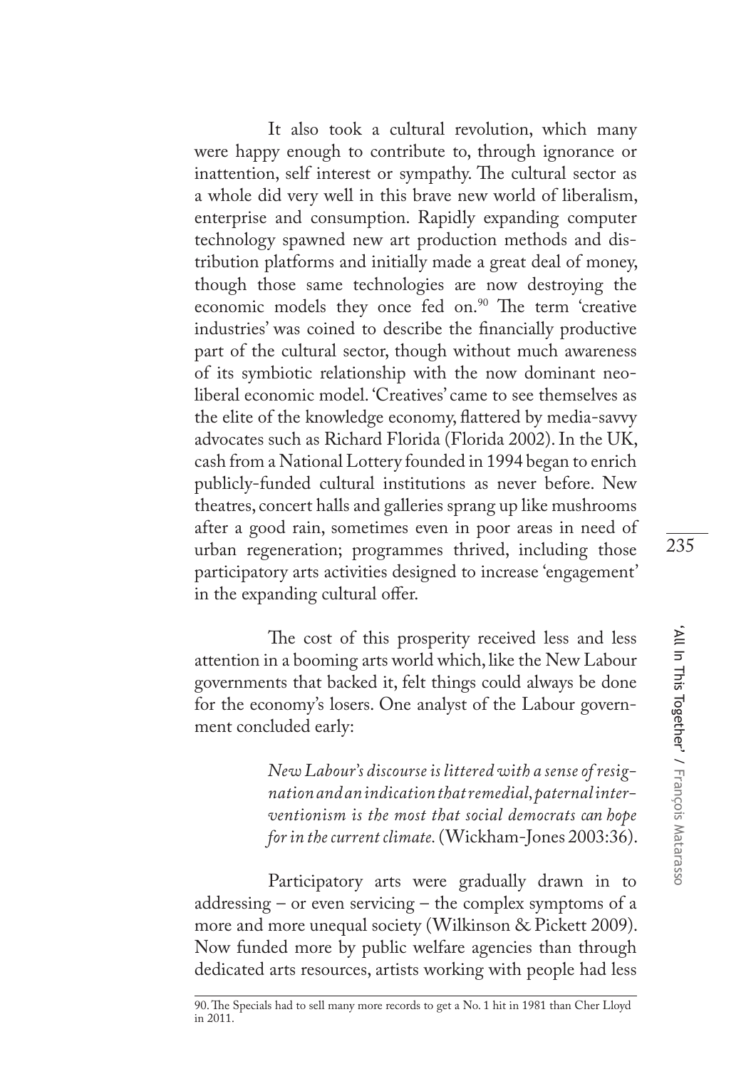It also took a cultural revolution, which many were happy enough to contribute to, through ignorance or inattention, self interest or sympathy. The cultural sector as a whole did very well in this brave new world of liberalism, enterprise and consumption. Rapidly expanding computer technology spawned new art production methods and distribution platforms and initially made a great deal of money, though those same technologies are now destroying the economic models they once fed on.[90] The term 'creative industries' was coined to describe the financially productive part of the cultural sector, though without much awareness of its symbiotic relationship with the now dominant neoliberal economic model. 'Creatives' came to see themselves as the elite of the knowledge economy, flattered by media-savvy advocates such as Richard Florida (Florida 2002). In the UK, cash from a National Lottery founded in 1994 began to enrich publicly-funded cultural institutions as never before. New theatres, concert halls and galleries sprang up like mushrooms after a good rain, sometimes even in poor areas in need of urban regeneration; programmes thrived, including those participatory arts activities designed to increase 'engagement' in the expanding cultural offer.

The cost of this prosperity received less and less attention in a booming arts world which, like the New Labour governments that backed it, felt things could always be done for the economy's losers. One analyst of the Labour government concluded early:

> *New Labour's discourse is littered with a sense of resignation and an indication that remedial, paternal interventionism is the most that social democrats can hope for in the current climate.* (Wickham-Jones 2003:36).

Participatory arts were gradually drawn in to addressing – or even servicing – the complex symptoms of a more and more unequal society (Wilkinson & Pickett 2009). Now funded more by public welfare agencies than through dedicated arts resources, artists working with people had less

90. The Specials had to sell many more records to get a No. 1 hit in 1981 than Cher Lloyd in 2011.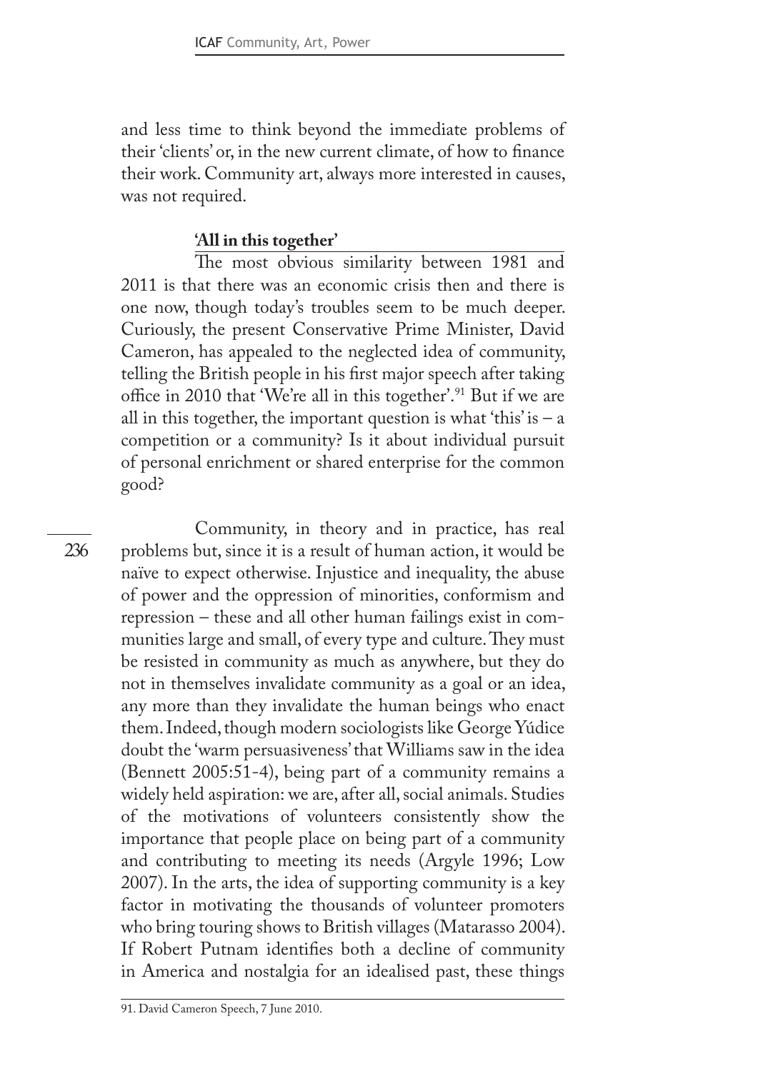and less time to think beyond the immediate problems of their 'clients' or, in the new current climate, of how to finance their work. Community art, always more interested in causes, was not required.

### 'All in this together'

The most obvious similarity between 1981 and 2011 is that there was an economic crisis then and there is one now, though today's troubles seem to be much deeper. Curiously, the present Conservative Prime Minister, David Cameron, has appealed to the neglected idea of community, telling the British people in his first major speech after taking office in 2010 that 'We're all in this together'.[91] But if we are all in this together, the important question is what 'this' is – a competition or a community? Is it about individual pursuit of personal enrichment or shared enterprise for the common good?

Community, in theory and in practice, has real problems but, since it is a result of human action, it would be naïve to expect otherwise. Injustice and inequality, the abuse of power and the oppression of minorities, conformism and repression – these and all other human failings exist in communities large and small, of every type and culture. They must be resisted in community as much as anywhere, but they do not in themselves invalidate community as a goal or an idea, any more than they invalidate the human beings who enact them. Indeed, though modern sociologists like George Yúdice doubt the 'warm persuasiveness' that Williams saw in the idea (Bennett 2005:51-4), being part of a community remains a widely held aspiration: we are, after all, social animals. Studies of the motivations of volunteers consistently show the importance that people place on being part of a community and contributing to meeting its needs (Argyle 1996; Low 2007). In the arts, the idea of supporting community is a key factor in motivating the thousands of volunteer promoters who bring touring shows to British villages (Matarasso 2004). If Robert Putnam identifies both a decline of community in America and nostalgia for an idealised past, these things

91. David Cameron Speech, 7 June 2010.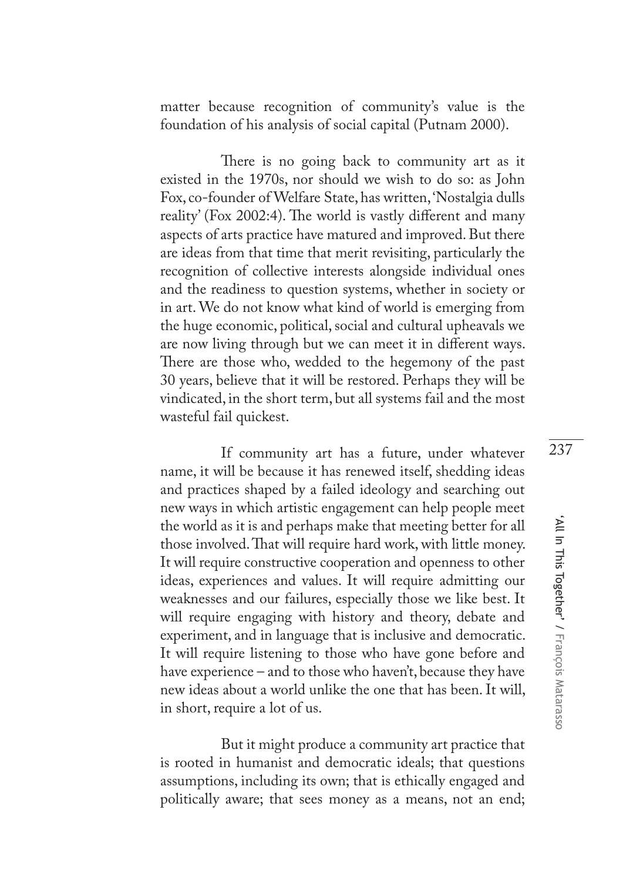matter because recognition of community's value is the foundation of his analysis of social capital (Putnam 2000).

There is no going back to community art as it existed in the 1970s, nor should we wish to do so: as John Fox, co-founder of Welfare State, has written, 'Nostalgia dulls reality' (Fox 2002:4). The world is vastly different and many aspects of arts practice have matured and improved. But there are ideas from that time that merit revisiting, particularly the recognition of collective interests alongside individual ones and the readiness to question systems, whether in society or in art. We do not know what kind of world is emerging from the huge economic, political, social and cultural upheavals we are now living through but we can meet it in different ways. There are those who, wedded to the hegemony of the past 30 years, believe that it will be restored. Perhaps they will be vindicated, in the short term, but all systems fail and the most wasteful fail quickest.

If community art has a future, under whatever name, it will be because it has renewed itself, shedding ideas and practices shaped by a failed ideology and searching out new ways in which artistic engagement can help people meet the world as it is and perhaps make that meeting better for all those involved. That will require hard work, with little money. It will require constructive cooperation and openness to other ideas, experiences and values. It will require admitting our weaknesses and our failures, especially those we like best. It will require engaging with history and theory, debate and experiment, and in language that is inclusive and democratic. It will require listening to those who have gone before and have experience – and to those who haven't, because they have new ideas about a world unlike the one that has been. It will, in short, require a lot of us.

But it might produce a community art practice that is rooted in humanist and democratic ideals; that questions assumptions, including its own; that is ethically engaged and politically aware; that sees money as a means, not an end;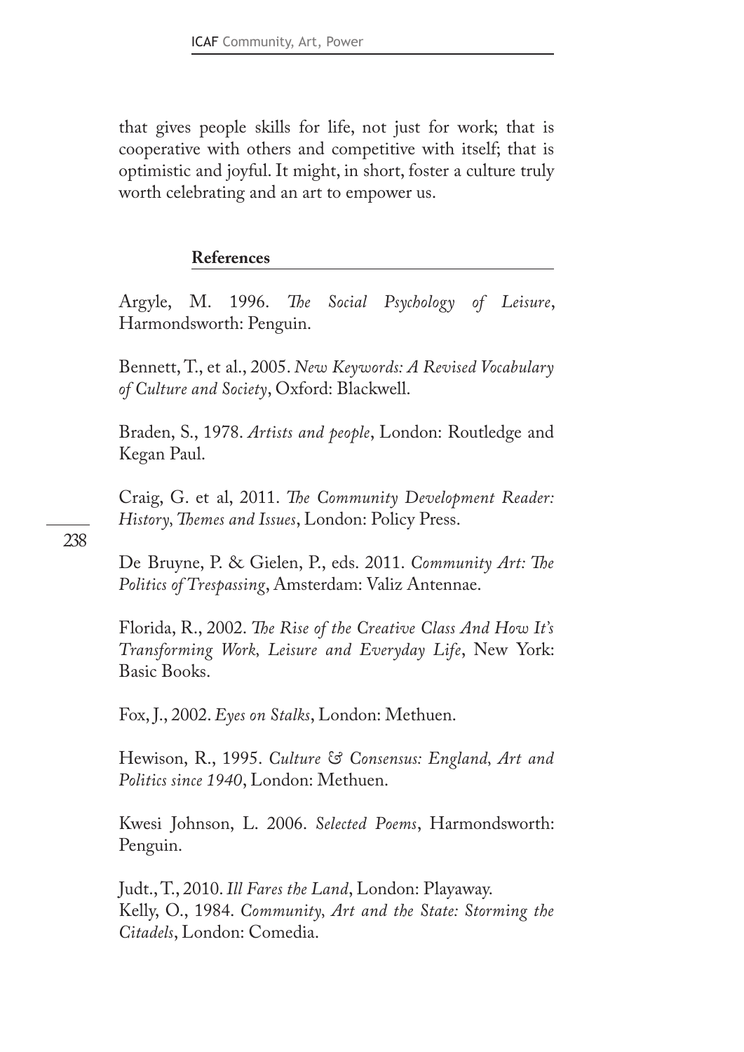that gives people skills for life, not just for work; that is cooperative with others and competitive with itself; that is optimistic and joyful. It might, in short, foster a culture truly worth celebrating and an art to empower us.

## References

Argyle, M. 1996. *The Social Psychology of Leisure*, Harmondsworth: Penguin.

Bennett, T., et al., 2005. *New Keywords: A Revised Vocabulary of Culture and Society*, Oxford: Blackwell.

Braden, S., 1978. *Artists and people*, London: Routledge and Kegan Paul.

Craig, G. et al, 2011. *The Community Development Reader: History, Themes and Issues*, London: Policy Press.

De Bruyne, P. & Gielen, P., eds. 2011. *Community Art: The Politics of Trespassing*, Amsterdam: Valiz Antennae.

Florida, R., 2002. *The Rise of the Creative Class And How It's Transforming Work, Leisure and Everyday Life*, New York: Basic Books.

Fox, J., 2002. *Eyes on Stalks*, London: Methuen.

Hewison, R., 1995. *Culture & Consensus: England, Art and Politics since 1940*, London: Methuen.

Kwesi Johnson, L. 2006. *Selected Poems*, Harmondsworth: Penguin.

Judt., T., 2010. *Ill Fares the Land*, London: Playaway.
Kelly, O., 1984. *Community, Art and the State: Storming the Citadels*, London: Comedia.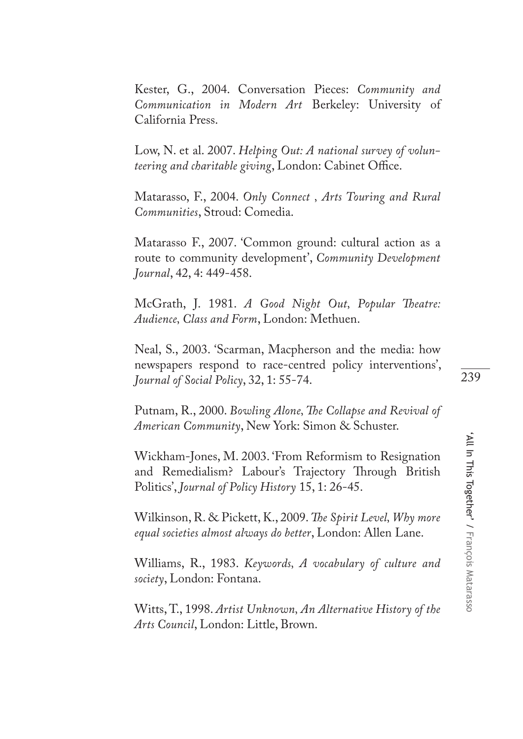Kester, G., 2004. Conversation Pieces: *Community and Communication in Modern Art* Berkeley: University of California Press.

Low, N. et al. 2007. *Helping Out: A national survey of volunteering and charitable giving*, London: Cabinet Office.

Matarasso, F., 2004. *Only Connect* , *Arts Touring and Rural Communities*, Stroud: Comedia.

Matarasso F., 2007. 'Common ground: cultural action as a route to community development', *Community Development Journal*, 42, 4: 449-458.

McGrath, J. 1981. *A Good Night Out, Popular Theatre: Audience, Class and Form*, London: Methuen.

Neal, S., 2003. 'Scarman, Macpherson and the media: how newspapers respond to race-centred policy interventions', *Journal of Social Policy*, 32, 1: 55-74.

Putnam, R., 2000. *Bowling Alone, The Collapse and Revival of American Community*, New York: Simon & Schuster.

Wickham-Jones, M. 2003. 'From Reformism to Resignation and Remedialism? Labour's Trajectory Through British Politics', *Journal of Policy History* 15, 1: 26-45.

Wilkinson, R. & Pickett, K., 2009. *The Spirit Level, Why more equal societies almost always do better*, London: Allen Lane.

Williams, R., 1983. *Keywords, A vocabulary of culture and society*, London: Fontana.

Witts, T., 1998. *Artist Unknown, An Alternative History of the Arts Council*, London: Little, Brown.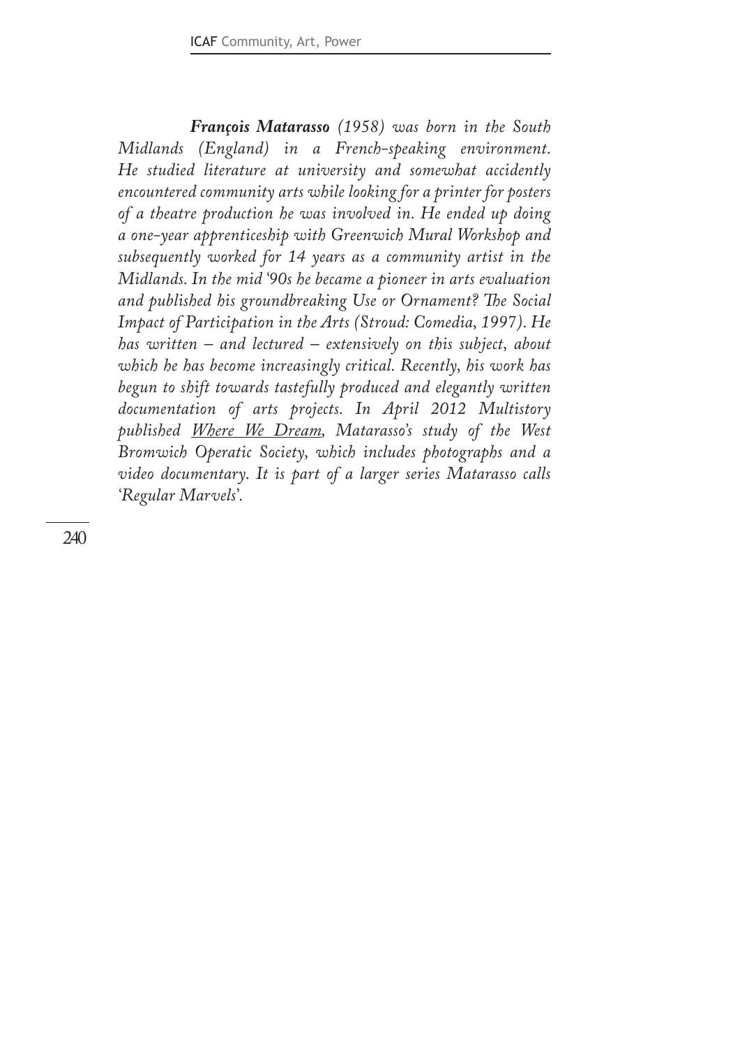***François Matarasso*** *(1958) was born in the South Midlands (England) in a French-speaking environment. He studied literature at university and somewhat accidently encountered community arts while looking for a printer for posters of a theatre production he was involved in. He ended up doing a one-year apprenticeship with Greenwich Mural Workshop and subsequently worked for 14 years as a community artist in the Midlands. In the mid '90s he became a pioneer in arts evaluation and published his groundbreaking Use or Ornament? The Social Impact of Participation in the Arts (Stroud: Comedia, 1997). He has written – and lectured – extensively on this subject, about which he has become increasingly critical. Recently, his work has begun to shift towards tastefully produced and elegantly written documentation of arts projects. In April 2012 Multistory published <u>Where We Dream</u>, Matarasso's study of the West Bromwich Operatic Society, which includes photographs and a video documentary. It is part of a larger series Matarasso calls 'Regular Marvels'.*